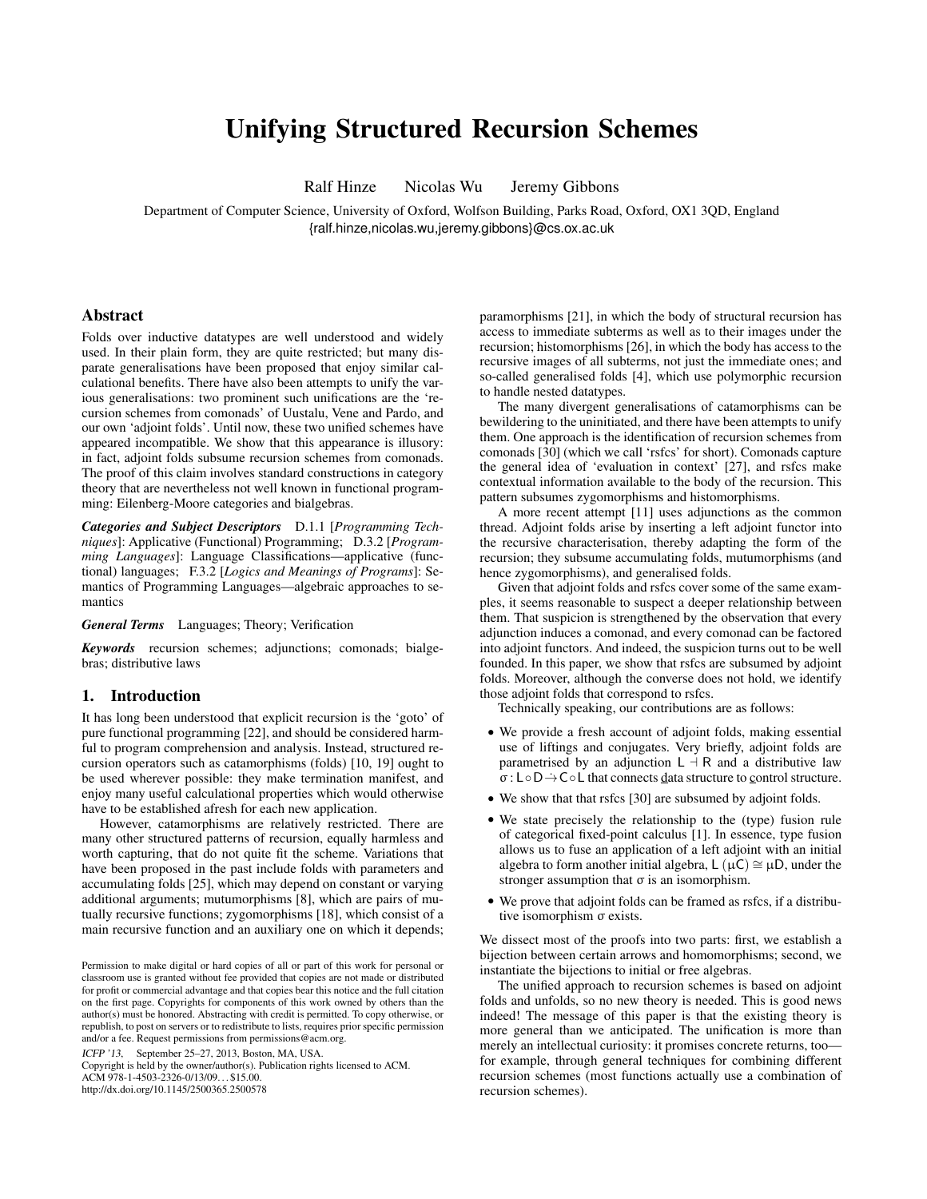# Unifying Structured Recursion Schemes

Ralf Hinze   Nicolas Wu   Jeremy Gibbons

Department of Computer Science, University of Oxford, Wolfson Building, Parks Road, Oxford, OX1 3QD, England
{ralf.hinze,nicolas.wu,jeremy.gibbons}@cs.ox.ac.uk

## Abstract

Folds over inductive datatypes are well understood and widely used. In their plain form, they are quite restricted; but many disparate generalisations have been proposed that enjoy similar calculational benefits. There have also been attempts to unify the various generalisations: two prominent such unifications are the 'recursion schemes from comonads' of Uustalu, Vene and Pardo, and our own 'adjoint folds'. Until now, these two unified schemes have appeared incompatible. We show that this appearance is illusory: in fact, adjoint folds subsume recursion schemes from comonads. The proof of this claim involves standard constructions in category theory that are nevertheless not well known in functional programming: Eilenberg-Moore categories and bialgebras.

***Categories and Subject Descriptors*** D.1.1 [*Programming Techniques*]: Applicative (Functional) Programming; D.3.2 [*Programming Languages*]: Language Classifications—applicative (functional) languages; F.3.2 [*Logics and Meanings of Programs*]: Semantics of Programming Languages—algebraic approaches to semantics

***General Terms*** Languages; Theory; Verification

***Keywords*** recursion schemes; adjunctions; comonads; bialgebras; distributive laws

## 1. Introduction

It has long been understood that explicit recursion is the 'goto' of pure functional programming [22], and should be considered harmful to program comprehension and analysis. Instead, structured recursion operators such as catamorphisms (folds) [10, 19] ought to be used wherever possible: they make termination manifest, and enjoy many useful calculational properties which would otherwise have to be established afresh for each new application.

However, catamorphisms are relatively restricted. There are many other structured patterns of recursion, equally harmless and worth capturing, that do not quite fit the scheme. Variations that have been proposed in the past include folds with parameters and accumulating folds [25], which may depend on constant or varying additional arguments; mutumorphisms [8], which are pairs of mutually recursive functions; zygomorphisms [18], which consist of a main recursive function and an auxiliary one on which it depends; paramorphisms [21], in which the body of structural recursion has access to immediate subterms as well as to their images under the recursion; histomorphisms [26], in which the body has access to the recursive images of all subterms, not just the immediate ones; and so-called generalised folds [4], which use polymorphic recursion to handle nested datatypes.

The many divergent generalisations of catamorphisms can be bewildering to the uninitiated, and there have been attempts to unify them. One approach is the identification of recursion schemes from comonads [30] (which we call 'rsfcs' for short). Comonads capture the general idea of 'evaluation in context' [27], and rsfcs make contextual information available to the body of the recursion. This pattern subsumes zygomorphisms and histomorphisms.

A more recent attempt [11] uses adjunctions as the common thread. Adjoint folds arise by inserting a left adjoint functor into the recursive characterisation, thereby adapting the form of the recursion; they subsume accumulating folds, mutumorphisms (and hence zygomorphisms), and generalised folds.

Given that adjoint folds and rsfcs cover some of the same examples, it seems reasonable to suspect a deeper relationship between them. That suspicion is strengthened by the observation that every adjunction induces a comonad, and every comonad can be factored into adjoint functors. And indeed, the suspicion turns out to be well founded. In this paper, we show that rsfcs are subsumed by adjoint folds. Moreover, although the converse does not hold, we identify those adjoint folds that correspond to rsfcs.

Technically speaking, our contributions are as follows:

- We provide a fresh account of adjoint folds, making essential use of liftings and conjugates. Very briefly, adjoint folds are parametrised by an adjunction $\mathsf{L} \dashv \mathsf{R}$ and a distributive law $\sigma : \mathsf{L} \circ \mathsf{D} \dot{\to} \mathsf{C} \circ \mathsf{L}$ that connects <u>d</u>ata structure to <u>c</u>ontrol structure.
- We show that that rsfcs [30] are subsumed by adjoint folds.
- We state precisely the relationship to the (type) fusion rule of categorical fixed-point calculus [1]. In essence, type fusion allows us to fuse an application of a left adjoint with an initial algebra to form another initial algebra, $\mathsf{L}\,(\mu\mathsf{C}) \cong \mu\mathsf{D}$, under the stronger assumption that $\sigma$ is an isomorphism.
- We prove that adjoint folds can be framed as rsfcs, if a distributive isomorphism $\sigma$ exists.

We dissect most of the proofs into two parts: first, we establish a bijection between certain arrows and homomorphisms; second, we instantiate the bijections to initial or free algebras.

The unified approach to recursion schemes is based on adjoint folds and unfolds, so no new theory is needed. This is good news indeed! The message of this paper is that the existing theory is more general than we anticipated. The unification is more than merely an intellectual curiosity: it promises concrete returns, too—for example, through general techniques for combining different recursion schemes (most functions actually use a combination of recursion schemes).

Permission to make digital or hard copies of all or part of this work for personal or classroom use is granted without fee provided that copies are not made or distributed for profit or commercial advantage and that copies bear this notice and the full citation on the first page. Copyrights for components of this work owned by others than the author(s) must be honored. Abstracting with credit is permitted. To copy otherwise, or republish, to post on servers or to redistribute to lists, requires prior specific permission and/or a fee. Request permissions from permissions@acm.org.

*ICFP '13*, September 25–27, 2013, Boston, MA, USA.
Copyright is held by the owner/author(s). Publication rights licensed to ACM.
ACM 978-1-4503-2326-0/13/09…$15.00.
http://dx.doi.org/10.1145/2500365.2500578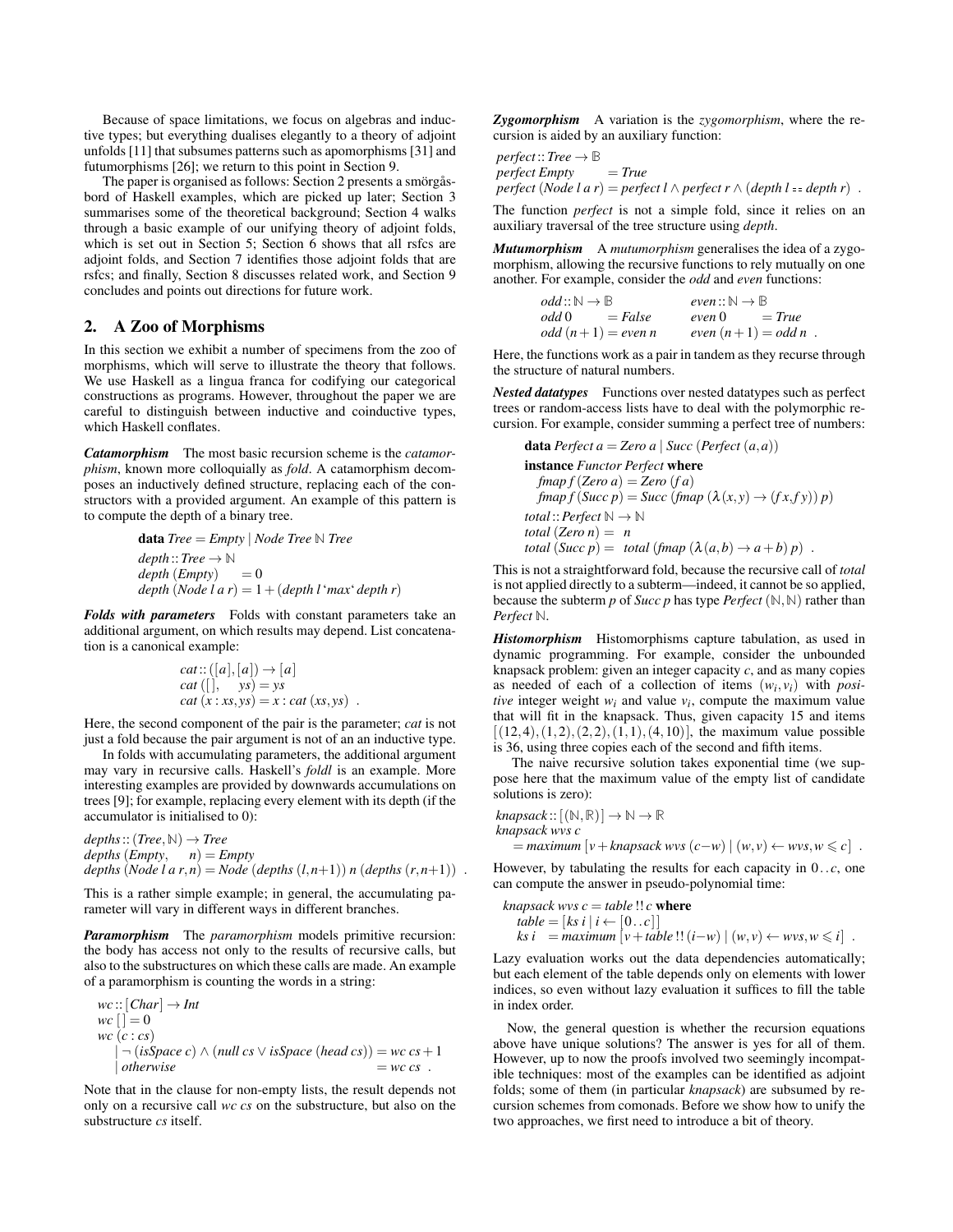Because of space limitations, we focus on algebras and inductive types; but everything dualises elegantly to a theory of adjoint unfolds [11] that subsumes patterns such as apomorphisms [31] and futumorphisms [26]; we return to this point in Section 9.

The paper is organised as follows: Section 2 presents a smörgåsbord of Haskell examples, which are picked up later; Section 3 summarises some of the theoretical background; Section 4 walks through a basic example of our unifying theory of adjoint folds, which is set out in Section 5; Section 6 shows that all rsfcs are adjoint folds, and Section 7 identifies those adjoint folds that are rsfcs; and finally, Section 8 discusses related work, and Section 9 concludes and points out directions for future work.

## 2. A Zoo of Morphisms

In this section we exhibit a number of specimens from the zoo of morphisms, which will serve to illustrate the theory that follows. We use Haskell as a lingua franca for codifying our categorical constructions as programs. However, throughout the paper we are careful to distinguish between inductive and coinductive types, which Haskell conflates.

***Catamorphism*** The most basic recursion scheme is the *catamorphism*, known more colloquially as *fold*. A catamorphism decomposes an inductively defined structure, replacing each of the constructors with a provided argument. An example of this pattern is to compute the depth of a binary tree.

```
data Tree = Empty | Node Tree ℕ Tree
depth :: Tree → ℕ
depth (Empty)      = 0
depth (Node l a r) = 1 + (depth l `max` depth r)
```

***Folds with parameters*** Folds with constant parameters take an additional argument, on which results may depend. List concatenation is a canonical example:

```
cat :: ([a], [a]) → [a]
cat ([],     ys) = ys
cat (x : xs, ys) = x : cat (xs, ys)  .
```

Here, the second component of the pair is the parameter; *cat* is not just a fold because the pair argument is not of an inductive type.

In folds with accumulating parameters, the additional argument may vary in recursive calls. Haskell's *foldl* is an example. More interesting examples are provided by downwards accumulations on trees [9]; for example, replacing every element with its depth (if the accumulator is initialised to 0):

```
depths :: (Tree, ℕ) → Tree
depths (Empty,      n) = Empty
depths (Node l a r, n) = Node (depths (l, n+1)) n (depths (r, n+1))  .
```

This is a rather simple example; in general, the accumulating parameter will vary in different ways in different branches.

***Paramorphism*** The *paramorphism* models primitive recursion: the body has access not only to the results of recursive calls, but also to the substructures on which these calls are made. An example of a paramorphism is counting the words in a string:

```
wc :: [Char] → Int
wc [] = 0
wc (c : cs)
  | ¬ (isSpace c) ∧ (null cs ∨ isSpace (head cs)) = wc cs + 1
  | otherwise                                     = wc cs  .
```

Note that in the clause for non-empty lists, the result depends not only on a recursive call *wc cs* on the substructure, but also on the substructure *cs* itself.

***Zygomorphism*** A variation is the *zygomorphism*, where the recursion is aided by an auxiliary function:

```
perfect :: Tree → 𝔹
perfect Empty        = True
perfect (Node l a r) = perfect l ∧ perfect r ∧ (depth l == depth r)  .
```

The function *perfect* is not a simple fold, since it relies on an auxiliary traversal of the tree structure using *depth*.

***Mutumorphism*** A *mutumorphism* generalises the idea of a zygomorphism, allowing the recursive functions to rely mutually on one another. For example, consider the *odd* and *even* functions:

```
odd :: ℕ → 𝔹                even :: ℕ → 𝔹
odd 0       = False          even 0       = True
odd (n + 1) = even n         even (n + 1) = odd n  .
```

Here, the functions work as a pair in tandem as they recurse through the structure of natural numbers.

***Nested datatypes*** Functions over nested datatypes such as perfect trees or random-access lists have to deal with the polymorphic recursion. For example, consider summing a perfect tree of numbers:

```
data Perfect a = Zero a | Succ (Perfect (a, a))
instance Functor Perfect where
  fmap f (Zero a) = Zero (f a)
  fmap f (Succ p) = Succ (fmap (λ(x, y) → (f x, f y)) p)
total :: Perfect ℕ → ℕ
total (Zero n) =  n
total (Succ p) =  total (fmap (λ(a, b) → a + b) p)  .
```

This is not a straightforward fold, because the recursive call of *total* is not applied directly to a subterm—indeed, it cannot be so applied, because the subterm *p* of *Succ p* has type *Perfect* $(\mathbb{N}, \mathbb{N})$ rather than *Perfect* $\mathbb{N}$.

***Histomorphism*** Histomorphisms capture tabulation, as used in dynamic programming. For example, consider the unbounded knapsack problem: given an integer capacity $c$, and as many copies as needed of each of a collection of items $(w_i, v_i)$ with *positive* integer weight $w_i$ and value $v_i$, compute the maximum value that will fit in the knapsack. Thus, given capacity 15 and items $[(12,4),(1,2),(2,2),(1,1),(4,10)]$, the maximum value possible is 36, using three copies each of the second and fifth items.

The naive recursive solution takes exponential time (we suppose here that the maximum value of the empty list of candidate solutions is zero):

```
knapsack :: [(ℕ, ℝ)] → ℕ → ℝ
knapsack wvs c
  = maximum [v + knapsack wvs (c−w) | (w, v) ← wvs, w ⩽ c]  .
```

However, by tabulating the results for each capacity in $0..c$, one can compute the answer in pseudo-polynomial time:

```
knapsack wvs c = table !! c where
  table = [ks i | i ← [0..c]]
  ks i  = maximum [v + table !! (i−w) | (w, v) ← wvs, w ⩽ i]  .
```

Lazy evaluation works out the data dependencies automatically; but each element of the table depends only on elements with lower indices, so even without lazy evaluation it suffices to fill the table in index order.

Now, the general question is whether the recursion equations above have unique solutions? The answer is yes for all of them. However, up to now the proofs involved two seemingly incompatible techniques: most of the examples can be identified as adjoint folds; some of them (in particular *knapsack*) are subsumed by recursion schemes from comonads. Before we show how to unify the two approaches, we first need to introduce a bit of theory.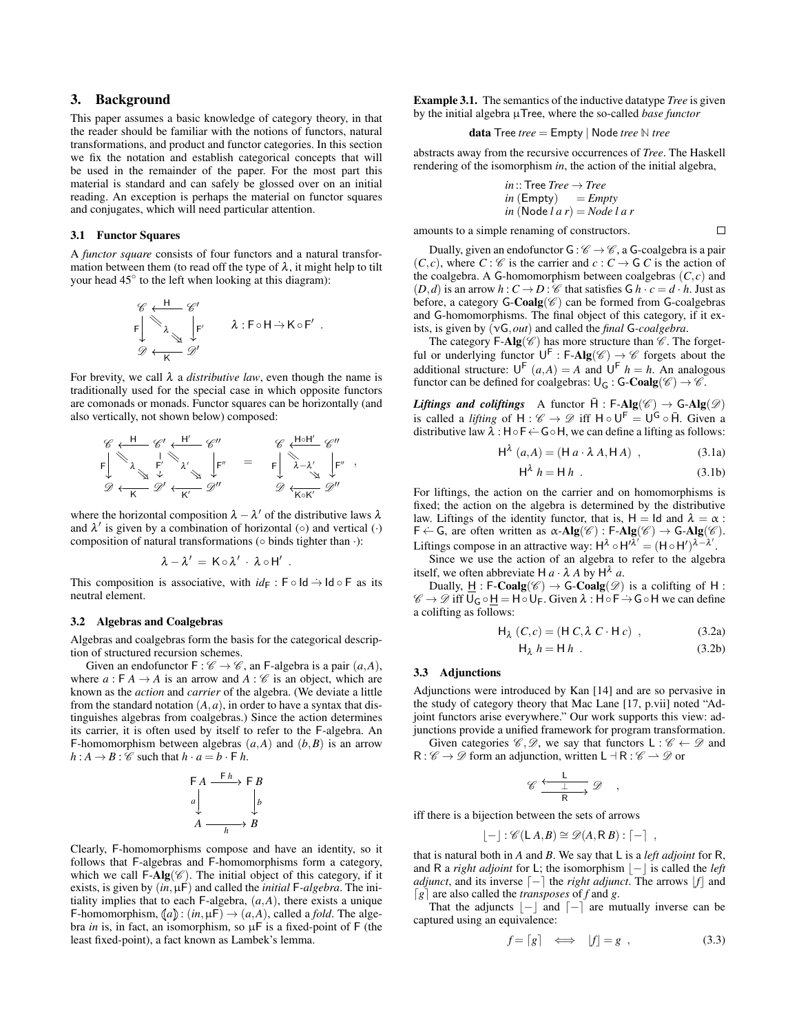## 3. Background

This paper assumes a basic knowledge of category theory, in that the reader should be familiar with the notions of functors, natural transformations, and product and functor categories. In this section we fix the notation and establish categorical concepts that will be used in the remainder of the paper. For the most part this material is standard and can safely be glossed over on an initial reading. An exception is perhaps the material on functor squares and conjugates, which will need particular attention.

### 3.1 Functor Squares

A *functor square* consists of four functors and a natural transformation between them (to read off the type of $\lambda$, it might help to tilt your head 45° to the left when looking at this diagram):

$$\begin{array}{ccc} \mathscr{C} & \xleftarrow{\mathsf{H}} & \mathscr{C}' \\ \mathsf{F}\downarrow & \searrow^{\lambda} & \downarrow\mathsf{F}' \\ \mathscr{D} & \xleftarrow[\mathsf{K}]{} & \mathscr{D}' \end{array} \qquad \lambda : \mathsf{F} \circ \mathsf{H} \dot{\to} \mathsf{K} \circ \mathsf{F}' \ .$$

For brevity, we call $\lambda$ a *distributive law*, even though the name is traditionally used for the special case in which opposite functors are comonads or monads. Functor squares can be horizontally (and also vertically, not shown below) composed:

$$\begin{array}{ccccc} \mathscr{C} & \xleftarrow{\mathsf{H}} & \mathscr{C}' & \xleftarrow{\mathsf{H}'} & \mathscr{C}'' \\ \mathsf{F}\downarrow & \searrow^{\lambda} & \downarrow\mathsf{F}' & \searrow^{\lambda'} & \downarrow\mathsf{F}'' \\ \mathscr{D} & \xleftarrow[\mathsf{K}]{} & \mathscr{D}' & \xleftarrow[\mathsf{K}']{} & \mathscr{D}'' \end{array} \quad = \quad \begin{array}{ccc} \mathscr{C} & \xleftarrow{\mathsf{H}\circ\mathsf{H}'} & \mathscr{C}'' \\ \mathsf{F}\downarrow & \searrow^{\lambda-\lambda'} & \downarrow\mathsf{F}'' \\ \mathscr{D} & \xleftarrow[\mathsf{K}\circ\mathsf{K}']{} & \mathscr{D}'' \end{array} \ ,$$

where the horizontal composition $\lambda - \lambda'$ of the distributive laws $\lambda$ and $\lambda'$ is given by a combination of horizontal ($\circ$) and vertical ($\cdot$) composition of natural transformations ($\circ$ binds tighter than $\cdot$):

$$\lambda - \lambda' = \mathsf{K} \circ \lambda' \cdot \lambda \circ \mathsf{H}' \ .$$

This composition is associative, with $id_{\mathsf{F}} : \mathsf{F} \circ \mathsf{Id} \dot{\to} \mathsf{Id} \circ \mathsf{F}$ as its neutral element.

### 3.2 Algebras and Coalgebras

Algebras and coalgebras form the basis for the categorical description of structured recursion schemes.

Given an endofunctor $\mathsf{F} : \mathscr{C} \to \mathscr{C}$, an $\mathsf{F}$-algebra is a pair $(a, A)$, where $a : \mathsf{F}\,A \to A$ is an arrow and $A : \mathscr{C}$ is an object, which are known as the *action* and *carrier* of the algebra. (We deviate a little from the standard notation $(A, a)$, in order to have a syntax that distinguishes algebras from coalgebras.) Since the action determines its carrier, it is often used by itself to refer to the $\mathsf{F}$-algebra. An $\mathsf{F}$-homomorphism between algebras $(a, A)$ and $(b, B)$ is an arrow $h : A \to B : \mathscr{C}$ such that $h \cdot a = b \cdot \mathsf{F}\,h$.

$$\begin{array}{ccc} \mathsf{F}\,A & \xrightarrow{\mathsf{F}\,h} & \mathsf{F}\,B \\ a\downarrow & & \downarrow b \\ A & \xrightarrow[h]{} & B \end{array}$$

Clearly, $\mathsf{F}$-homomorphisms compose and have an identity, so it follows that $\mathsf{F}$-algebras and $\mathsf{F}$-homomorphisms form a category, which we call $\mathsf{F}\text{-}\mathbf{Alg}(\mathscr{C})$. The initial object of this category, if it exists, is given by $(in, \mu\mathsf{F})$ and called the *initial* $\mathsf{F}$*-algebra*. The initiality implies that to each $\mathsf{F}$-algebra, $(a, A)$, there exists a unique $\mathsf{F}$-homomorphism, $(\!|a|\!) : (in, \mu\mathsf{F}) \to (a, A)$, called a *fold*. The algebra *in* is, in fact, an isomorphism, so $\mu\mathsf{F}$ is a fixed-point of $\mathsf{F}$ (the least fixed-point), a fact known as Lambek's lemma.

**Example 3.1.** The semantics of the inductive datatype *Tree* is given by the initial algebra $\mu\mathsf{Tree}$, where the so-called *base functor*

**data** Tree *tree* = Empty | Node *tree* ℕ *tree*

abstracts away from the recursive occurrences of *Tree*. The Haskell rendering of the isomorphism *in*, the action of the initial algebra,

```
in :: Tree Tree → Tree
in (Empty)      = Empty
in (Node l a r) = Node l a r
```

amounts to a simple renaming of constructors. □

Dually, given an endofunctor $\mathsf{G} : \mathscr{C} \to \mathscr{C}$, a $\mathsf{G}$-coalgebra is a pair $(C, c)$, where $C : \mathscr{C}$ is the carrier and $c : C \to \mathsf{G}\,C$ is the action of the coalgebra. A $\mathsf{G}$-homomorphism between coalgebras $(C, c)$ and $(D, d)$ is an arrow $h : C \to D : \mathscr{C}$ that satisfies $\mathsf{G}\,h \cdot c = d \cdot h$. Just as before, a category $\mathsf{G}\text{-}\mathbf{Coalg}(\mathscr{C})$ can be formed from $\mathsf{G}$-coalgebras and $\mathsf{G}$-homomorphisms. The final object of this category, if it exists, is given by $(\nu\mathsf{G}, out)$ and called the *final* $\mathsf{G}$*-coalgebra*.

The category $\mathsf{F}\text{-}\mathbf{Alg}(\mathscr{C})$ has more structure than $\mathscr{C}$. The forgetful or underlying functor $\mathsf{U}^{\mathsf{F}} : \mathsf{F}\text{-}\mathbf{Alg}(\mathscr{C}) \to \mathscr{C}$ forgets about the additional structure: $\mathsf{U}^{\mathsf{F}}\,(a, A) = A$ and $\mathsf{U}^{\mathsf{F}}\,h = h$. An analogous functor can be defined for coalgebras: $\mathsf{U}_{\mathsf{G}} : \mathsf{G}\text{-}\mathbf{Coalg}(\mathscr{C}) \to \mathscr{C}$.

***Liftings and coliftings*** A functor $\bar{\mathsf{H}} : \mathsf{F}\text{-}\mathbf{Alg}(\mathscr{C}) \to \mathsf{G}\text{-}\mathbf{Alg}(\mathscr{D})$ is called a *lifting* of $\mathsf{H} : \mathscr{C} \to \mathscr{D}$ iff $\mathsf{H} \circ \mathsf{U}^{\mathsf{F}} = \mathsf{U}^{\mathsf{G}} \circ \bar{\mathsf{H}}$. Given a distributive law $\lambda : \mathsf{H} \circ \mathsf{F} \dot{\leftarrow} \mathsf{G} \circ \mathsf{H}$, we can define a lifting as follows:

$$\mathsf{H}^{\lambda}\,(a, A) = (\mathsf{H}\,a \cdot \lambda\,A, \mathsf{H}\,A) \ , \tag{3.1a}$$

$$\mathsf{H}^{\lambda}\,h = \mathsf{H}\,h \ . \tag{3.1b}$$

For liftings, the action on the carrier and on homomorphisms is fixed; the action on the algebra is determined by the distributive law. Liftings of the identity functor, that is, $\mathsf{H} = \mathsf{Id}$ and $\lambda = \alpha : \mathsf{F} \dot{\leftarrow} \mathsf{G}$, are often written as $\alpha\text{-}\mathbf{Alg}(\mathscr{C}) : \mathsf{F}\text{-}\mathbf{Alg}(\mathscr{C}) \to \mathsf{G}\text{-}\mathbf{Alg}(\mathscr{C})$. Liftings compose in an attractive way: $\mathsf{H}^{\lambda} \circ \mathsf{H}'^{\lambda'} = (\mathsf{H} \circ \mathsf{H}')^{\lambda - \lambda'}$.

Since we use the action of an algebra to refer to the algebra itself, we often abbreviate $\mathsf{H}\,a \cdot \lambda\,A$ by $\mathsf{H}^{\lambda}\,a$.

Dually, $\underline{\mathsf{H}} : \mathsf{F}\text{-}\mathbf{Coalg}(\mathscr{C}) \to \mathsf{G}\text{-}\mathbf{Coalg}(\mathscr{D})$ is a colifting of $\mathsf{H} : \mathscr{C} \to \mathscr{D}$ iff $\mathsf{U}_{\mathsf{G}} \circ \underline{\mathsf{H}} = \mathsf{H} \circ \mathsf{U}_{\mathsf{F}}$. Given $\lambda : \mathsf{H} \circ \mathsf{F} \dot{\to} \mathsf{G} \circ \mathsf{H}$ we can define a colifting as follows:

$$\mathsf{H}_{\lambda}\,(C, c) = (\mathsf{H}\,C, \lambda\,C \cdot \mathsf{H}\,c) \ , \tag{3.2a}$$

$$\mathsf{H}_{\lambda}\,h = \mathsf{H}\,h \ . \tag{3.2b}$$

### 3.3 Adjunctions

Adjunctions were introduced by Kan [14] and are so pervasive in the study of category theory that Mac Lane [17, p.vii] noted "Adjoint functors arise everywhere." Our work supports this view: adjunctions provide a unified framework for program transformation.

Given categories $\mathscr{C}, \mathscr{D}$, we say that functors $\mathsf{L} : \mathscr{C} \leftarrow \mathscr{D}$ and $\mathsf{R} : \mathscr{C} \to \mathscr{D}$ form an adjunction, written $\mathsf{L} \dashv \mathsf{R} : \mathscr{C} \rightharpoonup \mathscr{D}$ or

$$\mathscr{C} \underset{\mathsf{R}}{\overset{\mathsf{L}}{\underset{\bot}{\leftrightarrows}}} \mathscr{D} \quad ,$$

iff there is a bijection between the sets of arrows

$$\lfloor - \rfloor : \mathscr{C}(\mathsf{L}\,A, B) \cong \mathscr{D}(A, \mathsf{R}\,B) : \lceil - \rceil \ ,$$

that is natural both in $A$ and $B$. We say that $\mathsf{L}$ is a *left adjoint* for $\mathsf{R}$, and $\mathsf{R}$ a *right adjoint* for $\mathsf{L}$; the isomorphism $\lfloor - \rfloor$ is called the *left adjunct*, and its inverse $\lceil - \rceil$ the *right adjunct*. The arrows $\lfloor f \rfloor$ and $\lceil g \rceil$ are also called the *transposes* of $f$ and $g$.

That the adjuncts $\lfloor - \rfloor$ and $\lceil - \rceil$ are mutually inverse can be captured using an equivalence:

$$f = \lceil g \rceil \iff \lfloor f \rfloor = g \ , \tag{3.3}$$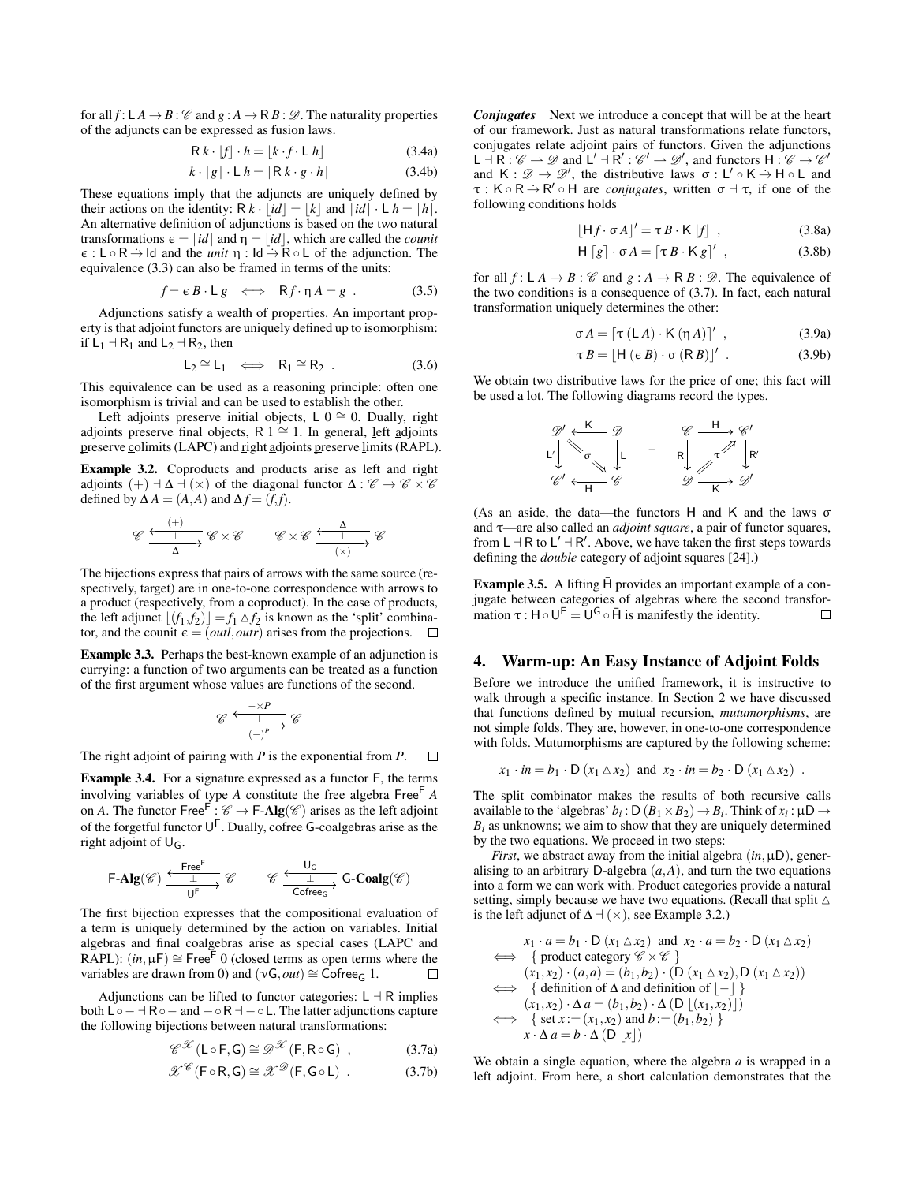for all $f : \mathsf{L}\,A \to B : \mathscr{C}$ and $g : A \to \mathsf{R}\,B : \mathscr{D}$. The naturality properties of the adjuncts can be expressed as fusion laws.

$$\mathsf{R}\,k \cdot \lfloor f \rfloor \cdot h = \lfloor k \cdot f \cdot \mathsf{L}\,h \rfloor \tag{3.4a}$$

$$k \cdot \lceil g \rceil \cdot \mathsf{L}\,h = \lceil \mathsf{R}\,k \cdot g \cdot h \rceil \tag{3.4b}$$

These equations imply that the adjuncts are uniquely defined by their actions on the identity: $\mathsf{R}\,k \cdot \lfloor id \rfloor = \lfloor k \rfloor$ and $\lceil id \rceil \cdot \mathsf{L}\,h = \lceil h \rceil$. An alternative definition of adjunctions is based on the two natural transformations $\epsilon = \lceil id \rceil$ and $\eta = \lfloor id \rfloor$, which are called the *counit* $\epsilon : \mathsf{L} \circ \mathsf{R} \dot{\to} \mathsf{Id}$ and the *unit* $\eta : \mathsf{Id} \dot{\to} \mathsf{R} \circ \mathsf{L}$ of the adjunction. The equivalence (3.3) can also be framed in terms of the units:

$$f = \epsilon\,B \cdot \mathsf{L}\,g \iff \mathsf{R} f \cdot \eta\,A = g \ . \tag{3.5}$$

Adjunctions satisfy a wealth of properties. An important property is that adjoint functors are uniquely defined up to isomorphism: if $\mathsf{L}_1 \dashv \mathsf{R}_1$ and $\mathsf{L}_2 \dashv \mathsf{R}_2$, then

$$\mathsf{L}_2 \cong \mathsf{L}_1 \iff \mathsf{R}_1 \cong \mathsf{R}_2 \ . \tag{3.6}$$

This equivalence can be used as a reasoning principle: often one isomorphism is trivial and can be used to establish the other.

Left adjoints preserve initial objects, $\mathsf{L}\ 0 \cong 0$. Dually, right adjoints preserve final objects, $\mathsf{R}\ 1 \cong 1$. In general, left adjoints preserve colimits (LAPC) and right adjoints preserve limits (RAPL).

**Example 3.2.** Coproducts and products arise as left and right adjoints $(+) \dashv \Delta \dashv (\times)$ of the diagonal functor $\Delta : \mathscr{C} \to \mathscr{C} \times \mathscr{C}$ defined by $\Delta\,A = (A, A)$ and $\Delta\,f = (f, f)$.

$$\mathscr{C} \underset{\Delta}{\overset{(+)}{\underset{\longrightarrow}{\overset{\longleftarrow}{\bot}}}} \mathscr{C} \times \mathscr{C} \qquad \mathscr{C} \times \mathscr{C} \underset{(\times)}{\overset{\Delta}{\underset{\longrightarrow}{\overset{\longleftarrow}{\bot}}}} \mathscr{C}$$

The bijections express that pairs of arrows with the same source (respectively, target) are in one-to-one correspondence with arrows to a product (respectively, from a coproduct). In the case of products, the left adjunct $\lfloor (f_1, f_2) \rfloor = f_1 \vartriangle f_2$ is known as the 'split' combinator, and the counit $\epsilon = (outl, outr)$ arises from the projections. $\square$

**Example 3.3.** Perhaps the best-known example of an adjunction is currying: a function of two arguments can be treated as a function of the first argument whose values are functions of the second.

$$\mathscr{C} \underset{(-)^P}{\overset{- \times P}{\underset{\longrightarrow}{\overset{\longleftarrow}{\bot}}}} \mathscr{C}$$

The right adjoint of pairing with $P$ is the exponential from $P$. $\square$

**Example 3.4.** For a signature expressed as a functor $\mathsf{F}$, the terms involving variables of type $A$ constitute the free algebra $\mathsf{Free}^{\mathsf{F}}\,A$ on $A$. The functor $\mathsf{Free}^{\mathsf{F}} : \mathscr{C} \to \mathsf{F}\text{-}\mathbf{Alg}(\mathscr{C})$ arises as the left adjoint of the forgetful functor $\mathsf{U}^{\mathsf{F}}$. Dually, cofree $\mathsf{G}$-coalgebras arise as the right adjoint of $\mathsf{U}_{\mathsf{G}}$.

$$\mathsf{F}\text{-}\mathbf{Alg}(\mathscr{C}) \underset{\mathsf{U}^{\mathsf{F}}}{\overset{\mathsf{Free}^{\mathsf{F}}}{\underset{\longrightarrow}{\overset{\longleftarrow}{\bot}}}} \mathscr{C} \qquad \mathscr{C} \underset{\mathsf{Cofree}_{\mathsf{G}}}{\overset{\mathsf{U}_{\mathsf{G}}}{\underset{\longrightarrow}{\overset{\longleftarrow}{\bot}}}} \mathsf{G}\text{-}\mathbf{Coalg}(\mathscr{C})$$

The first bijection expresses that the compositional evaluation of a term is uniquely determined by the action on variables. Initial algebras and final coalgebras arise as special cases (LAPC and RAPL): $(in, \mu\mathsf{F}) \cong \mathsf{Free}^{\mathsf{F}}\ 0$ (closed terms as open terms where the variables are drawn from 0) and $(\nu\mathsf{G}, out) \cong \mathsf{Cofree}_{\mathsf{G}}\ 1$. $\square$

Adjunctions can be lifted to functor categories: $\mathsf{L} \dashv \mathsf{R}$ implies both $\mathsf{L} \circ - \dashv \mathsf{R} \circ -$ and $- \circ \mathsf{R} \dashv - \circ \mathsf{L}$. The latter adjunctions capture the following bijections between natural transformations:

$$\mathscr{C}^{\mathscr{X}}(\mathsf{L} \circ \mathsf{F}, \mathsf{G}) \cong \mathscr{D}^{\mathscr{X}}(\mathsf{F}, \mathsf{R} \circ \mathsf{G}) \ , \tag{3.7a}$$

$$\mathscr{X}^{\mathscr{C}}(\mathsf{F} \circ \mathsf{R}, \mathsf{G}) \cong \mathscr{X}^{\mathscr{D}}(\mathsf{F}, \mathsf{G} \circ \mathsf{L}) \ . \tag{3.7b}$$

***Conjugates*** Next we introduce a concept that will be at the heart of our framework. Just as natural transformations relate functors, conjugates relate adjoint pairs of functors. Given the adjunctions $\mathsf{L} \dashv \mathsf{R} : \mathscr{C} \rightharpoonup \mathscr{D}$ and $\mathsf{L}' \dashv \mathsf{R}' : \mathscr{C}' \rightharpoonup \mathscr{D}'$, and functors $\mathsf{H} : \mathscr{C} \to \mathscr{C}'$ and $\mathsf{K} : \mathscr{D} \to \mathscr{D}'$, the distributive laws $\sigma : \mathsf{L}' \circ \mathsf{K} \dot{\to} \mathsf{H} \circ \mathsf{L}$ and $\tau : \mathsf{K} \circ \mathsf{R} \dot{\to} \mathsf{R}' \circ \mathsf{H}$ are *conjugates*, written $\sigma \dashv \tau$, if one of the following conditions holds

$$\lfloor \mathsf{H} f \cdot \sigma\,A \rfloor' = \tau\,B \cdot \mathsf{K}\,\lfloor f \rfloor \ , \tag{3.8a}$$

$$\mathsf{H}\,\lceil g \rceil \cdot \sigma\,A = \lceil \tau\,B \cdot \mathsf{K}\,g \rceil' \ , \tag{3.8b}$$

for all $f : \mathsf{L}\,A \to B : \mathscr{C}$ and $g : A \to \mathsf{R}\,B : \mathscr{D}$. The equivalence of the two conditions is a consequence of (3.7). In fact, each natural transformation uniquely determines the other:

$$\sigma\,A = \lceil \tau\,(\mathsf{L}\,A) \cdot \mathsf{K}\,(\eta\,A) \rceil' \ , \tag{3.9a}$$

$$\tau\,B = \lfloor \mathsf{H}\,(\epsilon\,B) \cdot \sigma\,(\mathsf{R}\,B) \rfloor' \ . \tag{3.9b}$$

We obtain two distributive laws for the price of one; this fact will be used a lot. The following diagrams record the types.

$$\begin{array}{ccc} \mathscr{D}' & \xleftarrow{\mathsf{K}} & \mathscr{D} \\ {\scriptstyle \mathsf{L}'}\downarrow & \sigma & \downarrow{\scriptstyle \mathsf{L}} \\ \mathscr{C}' & \xleftarrow[\mathsf{H}]{} & \mathscr{C} \end{array} \quad \dashv \quad \begin{array}{ccc} \mathscr{C} & \xrightarrow{\mathsf{H}} & \mathscr{C}' \\ {\scriptstyle \mathsf{R}}\downarrow & \tau & \downarrow{\scriptstyle \mathsf{R}'} \\ \mathscr{D} & \xrightarrow[\mathsf{K}]{} & \mathscr{D}' \end{array}$$

(As an aside, the data—the functors $\mathsf{H}$ and $\mathsf{K}$ and the laws $\sigma$ and $\tau$—are also called an *adjoint square*, a pair of functor squares, from $\mathsf{L} \dashv \mathsf{R}$ to $\mathsf{L}' \dashv \mathsf{R}'$. Above, we have taken the first steps towards defining the *double* category of adjoint squares [24].)

**Example 3.5.** A lifting $\bar{\mathsf{H}}$ provides an important example of a conjugate between categories of algebras where the second transformation $\tau : \mathsf{H} \circ \mathsf{U}^{\mathsf{F}} = \mathsf{U}^{\mathsf{G}} \circ \bar{\mathsf{H}}$ is manifestly the identity. $\square$

## 4. Warm-up: An Easy Instance of Adjoint Folds

Before we introduce the unified framework, it is instructive to walk through a specific instance. In Section 2 we have discussed that functions defined by mutual recursion, *mutumorphisms*, are not simple folds. They are, however, in one-to-one correspondence with folds. Mutumorphisms are captured by the following scheme:

$$x_1 \cdot in = b_1 \cdot \mathsf{D}\,(x_1 \vartriangle x_2) \ \text{ and } \ x_2 \cdot in = b_2 \cdot \mathsf{D}\,(x_1 \vartriangle x_2) \ .$$

The split combinator makes the results of both recursive calls available to the 'algebras' $b_i : \mathsf{D}\,(B_1 \times B_2) \to B_i$. Think of $x_i : \mu\mathsf{D} \to B_i$ as unknowns; we aim to show that they are uniquely determined by the two equations. We proceed in two steps:

*First*, we abstract away from the initial algebra $(in, \mu\mathsf{D})$, generalising to an arbitrary $\mathsf{D}$-algebra $(a, A)$, and turn the two equations into a form we can work with. Product categories provide a natural setting, simply because we have two equations. (Recall that split $\vartriangle$ is the left adjunct of $\Delta \dashv (\times)$, see Example 3.2.)

$$\begin{aligned}
& x_1 \cdot a = b_1 \cdot \mathsf{D}\,(x_1 \vartriangle x_2) \ \text{ and } \ x_2 \cdot a = b_2 \cdot \mathsf{D}\,(x_1 \vartriangle x_2) \\
\iff \ & \{ \text{ product category } \mathscr{C} \times \mathscr{C} \ \} \\
& (x_1, x_2) \cdot (a, a) = (b_1, b_2) \cdot (\mathsf{D}\,(x_1 \vartriangle x_2), \mathsf{D}\,(x_1 \vartriangle x_2)) \\
\iff \ & \{ \text{ definition of } \Delta \text{ and definition of } \lfloor - \rfloor \ \} \\
& (x_1, x_2) \cdot \Delta\,a = (b_1, b_2) \cdot \Delta\,(\mathsf{D}\,\lfloor (x_1, x_2) \rfloor) \\
\iff \ & \{ \text{ set } x := (x_1, x_2) \text{ and } b := (b_1, b_2) \ \} \\
& x \cdot \Delta\,a = b \cdot \Delta\,(\mathsf{D}\,\lfloor x \rfloor)
\end{aligned}$$

We obtain a single equation, where the algebra $a$ is wrapped in a left adjoint. From here, a short calculation demonstrates that the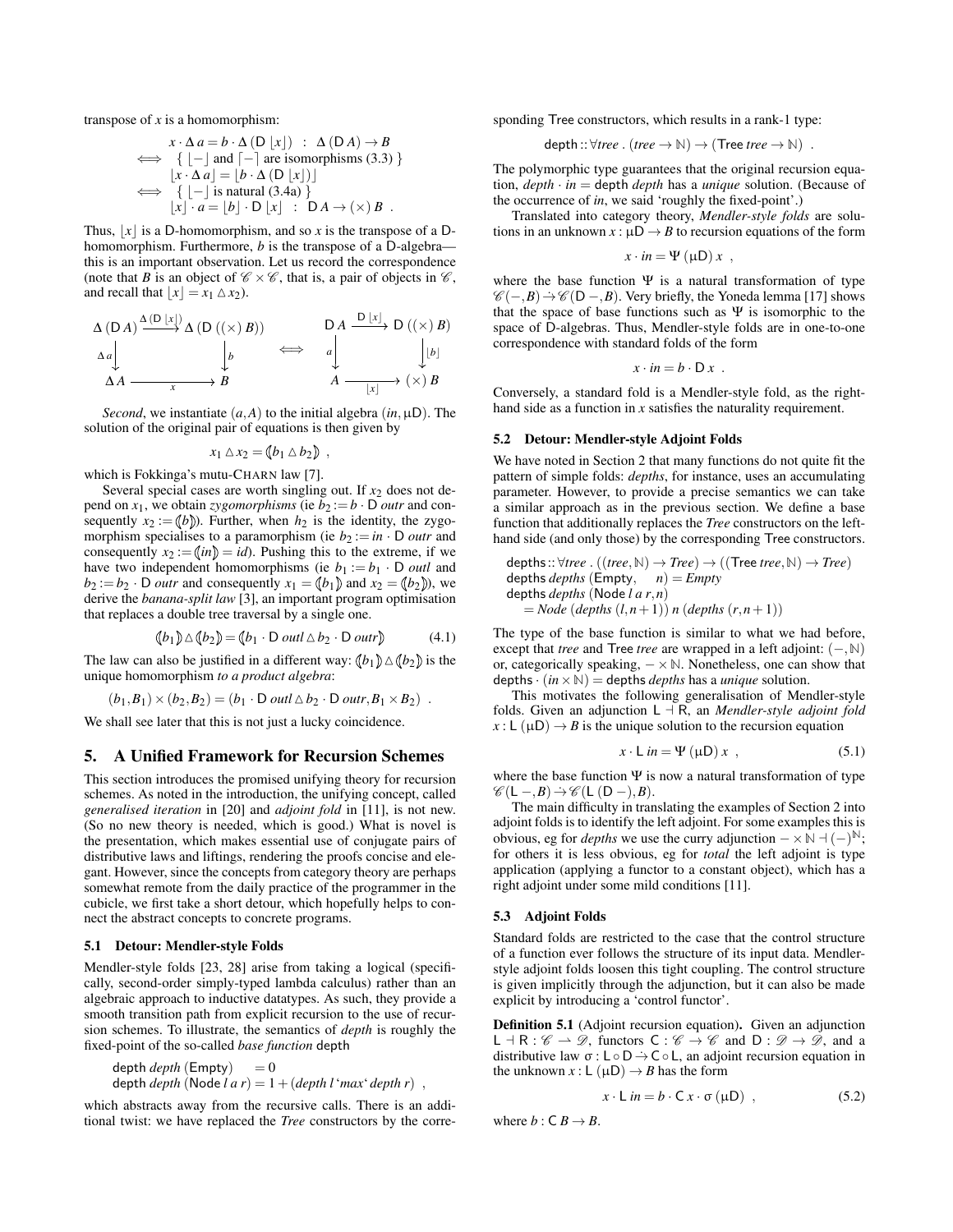transpose of $x$ is a homomorphism:

$$
\begin{aligned}
& x \cdot \Delta\, a = b \cdot \Delta\,(\mathsf{D}\,\lfloor x \rfloor) \;\; : \;\; \Delta\,(\mathsf{D}\,A) \to B \\
\iff & \;\; \{ \lfloor - \rfloor \text{ and } \lceil - \rceil \text{ are isomorphisms (3.3)} \} \\
& \lfloor x \cdot \Delta\, a \rfloor = \lfloor b \cdot \Delta\,(\mathsf{D}\,\lfloor x \rfloor) \rfloor \\
\iff & \;\; \{ \lfloor - \rfloor \text{ is natural (3.4a)} \} \\
& \lfloor x \rfloor \cdot a = \lfloor b \rfloor \cdot \mathsf{D}\,\lfloor x \rfloor \;\; : \;\; \mathsf{D}\,A \to (\times)\,B \;\; .
\end{aligned}
$$

Thus, $\lfloor x \rfloor$ is a D-homomorphism, and so $x$ is the transpose of a D-homomorphism. Furthermore, $b$ is the transpose of a D-algebra—this is an important observation. Let us record the correspondence (note that $B$ is an object of $\mathscr{C} \times \mathscr{C}$, that is, a pair of objects in $\mathscr{C}$, and recall that $\lfloor x \rfloor = x_1 \vartriangle x_2$).

$$
\begin{array}{ccc}
\Delta\,(\mathsf{D}\,A) \xrightarrow{\Delta\,(\mathsf{D}\,\lfloor x \rfloor)} \Delta\,(\mathsf{D}\,((\times)\,B)) & & \mathsf{D}\,A \xrightarrow{\mathsf{D}\,\lfloor x \rfloor} \mathsf{D}\,((\times)\,B) \\
\Delta\, a \downarrow \qquad\qquad\qquad \downarrow b & \iff & a \downarrow \qquad\qquad\qquad \downarrow \lfloor b \rfloor \\
\Delta\, A \xrightarrow{\quad x \quad} B & & A \xrightarrow{\quad \lfloor x \rfloor \quad} (\times)\,B
\end{array}
$$

*Second*, we instantiate $(a, A)$ to the initial algebra $(in, \mu\mathsf{D})$. The solution of the original pair of equations is then given by

$$
x_1 \vartriangle x_2 = (\!| b_1 \vartriangle b_2 |\!) \;\; ,
$$

which is Fokkinga's mutu-CHARN law [7].

Several special cases are worth singling out. If $x_2$ does not depend on $x_1$, we obtain *zygomorphisms* (ie $b_2 := b \cdot \mathsf{D}\; outr$ and consequently $x_2 := (\!| b |\!)$). Further, when $h_2$ is the identity, the zygomorphism specialises to a paramorphism (ie $b_2 := in \cdot \mathsf{D}\; outr$ and consequently $x_2 := (\!| in |\!) = id$). Pushing this to the extreme, if we have two independent homomorphisms (ie $b_1 := b_1 \cdot \mathsf{D}\; outl$ and $b_2 := b_2 \cdot \mathsf{D}\; outr$ and consequently $x_1 = (\!| b_1 |\!)$ and $x_2 = (\!| b_2 |\!)$), we derive the *banana-split law* [3], an important program optimisation that replaces a double tree traversal by a single one.

$$
(\!| b_1 |\!) \vartriangle (\!| b_2 |\!) = (\!| b_1 \cdot \mathsf{D}\; outl \vartriangle b_2 \cdot \mathsf{D}\; outr |\!) \tag{4.1}
$$

The law can also be justified in a different way: $(\!| b_1 |\!) \vartriangle (\!| b_2 |\!)$ is the unique homomorphism *to a product algebra*:

$$
(b_1, B_1) \times (b_2, B_2) = (b_1 \cdot \mathsf{D}\; outl \vartriangle b_2 \cdot \mathsf{D}\; outr, B_1 \times B_2) \;\; .
$$

We shall see later that this is not just a lucky coincidence.

## 5. A Unified Framework for Recursion Schemes

This section introduces the promised unifying theory for recursion schemes. As noted in the introduction, the unifying concept, called *generalised iteration* in [20] and *adjoint fold* in [11], is not new. (So no new theory is needed, which is good.) What is novel is the presentation, which makes essential use of conjugate pairs of distributive laws and liftings, rendering the proofs concise and elegant. However, since the concepts from category theory are perhaps somewhat remote from the daily practice of the programmer in the cubicle, we first take a short detour, which hopefully helps to connect the abstract concepts to concrete programs.

### 5.1 Detour: Mendler-style Folds

Mendler-style folds [23, 28] arise from taking a logical (specifically, second-order simply-typed lambda calculus) rather than an algebraic approach to inductive datatypes. As such, they provide a smooth transition path from explicit recursion to the use of recursion schemes. To illustrate, the semantics of *depth* is roughly the fixed-point of the so-called *base function* depth

```
depth depth (Empty)      = 0
depth depth (Node l a r) = 1 + (depth l `max` depth r) ,
```

which abstracts away from the recursive calls. There is an additional twist: we have replaced the *Tree* constructors by the corresponding Tree constructors, which results in a rank-1 type:

$$
\mathsf{depth} :: \forall tree \; . \; (tree \to \mathbb{N}) \to (\mathsf{Tree}\; tree \to \mathbb{N}) \;\; .
$$

The polymorphic type guarantees that the original recursion equation, $depth \cdot in = \mathsf{depth}\; depth$ has a *unique* solution. (Because of the occurrence of $in$, we said 'roughly the fixed-point'.)

Translated into category theory, *Mendler-style folds* are solutions in an unknown $x : \mu\mathsf{D} \to B$ to recursion equations of the form

$$
x \cdot in = \Psi\,(\mu\mathsf{D})\; x \;\; ,
$$

where the base function $\Psi$ is a natural transformation of type $\mathscr{C}(-, B) \dot{\to} \mathscr{C}(\mathsf{D} -, B)$. Very briefly, the Yoneda lemma [17] shows that the space of base functions such as $\Psi$ is isomorphic to the space of D-algebras. Thus, Mendler-style folds are in one-to-one correspondence with standard folds of the form

$$
x \cdot in = b \cdot \mathsf{D}\, x \;\; .
$$

Conversely, a standard fold is a Mendler-style fold, as the right-hand side as a function in $x$ satisfies the naturality requirement.

### 5.2 Detour: Mendler-style Adjoint Folds

We have noted in Section 2 that many functions do not quite fit the pattern of simple folds: *depths*, for instance, uses an accumulating parameter. However, to provide a precise semantics we can take a similar approach as in the previous section. We define a base function that additionally replaces the *Tree* constructors on the left-hand side (and only those) by the corresponding Tree constructors.

```
depths :: ∀tree . ((tree, ℕ) → Tree) → ((Tree tree, ℕ) → Tree)
depths depths (Empty,     n) = Empty
depths depths (Node l a r, n)
    = Node (depths (l, n+1)) n (depths (r, n+1))
```

The type of the base function is similar to what we had before, except that *tree* and Tree *tree* are wrapped in a left adjoint: $(-, \mathbb{N})$ or, categorically speaking, $- \times \mathbb{N}$. Nonetheless, one can show that $\mathsf{depths} \cdot (in \times \mathbb{N}) = \mathsf{depths}\; depths$ has a *unique* solution.

This motivates the following generalisation of Mendler-style folds. Given an adjunction $\mathsf{L} \dashv \mathsf{R}$, an *Mendler-style adjoint fold* $x : \mathsf{L}\,(\mu\mathsf{D}) \to B$ is the unique solution to the recursion equation

$$
x \cdot \mathsf{L}\; in = \Psi\,(\mu\mathsf{D})\; x \;\; , \tag{5.1}
$$

where the base function $\Psi$ is now a natural transformation of type $\mathscr{C}(\mathsf{L} -, B) \dot{\to} \mathscr{C}(\mathsf{L}\,(\mathsf{D} -), B)$.

The main difficulty in translating the examples of Section 2 into adjoint folds is to identify the left adjoint. For some examples this is obvious, eg for *depths* we use the curry adjunction $- \times \mathbb{N} \dashv (-)^{\mathbb{N}}$; for others it is less obvious, eg for *total* the left adjoint is type application (applying a functor to a constant object), which has a right adjoint under some mild conditions [11].

### 5.3 Adjoint Folds

Standard folds are restricted to the case that the control structure of a function ever follows the structure of its input data. Mendler-style adjoint folds loosen this tight coupling. The control structure is given implicitly through the adjunction, but it can also be made explicit by introducing a 'control functor'.

**Definition 5.1** (Adjoint recursion equation)**.** Given an adjunction $\mathsf{L} \dashv \mathsf{R} : \mathscr{C} \rightharpoonup \mathscr{D}$, functors $\mathsf{C} : \mathscr{C} \to \mathscr{C}$ and $\mathsf{D} : \mathscr{D} \to \mathscr{D}$, and a distributive law $\sigma : \mathsf{L} \circ \mathsf{D} \dot{\to} \mathsf{C} \circ \mathsf{L}$, an adjoint recursion equation in the unknown $x : \mathsf{L}\,(\mu\mathsf{D}) \to B$ has the form

$$
x \cdot \mathsf{L}\; in = b \cdot \mathsf{C}\, x \cdot \sigma\,(\mu\mathsf{D}) \;\; , \tag{5.2}
$$

where $b : \mathsf{C}\, B \to B$.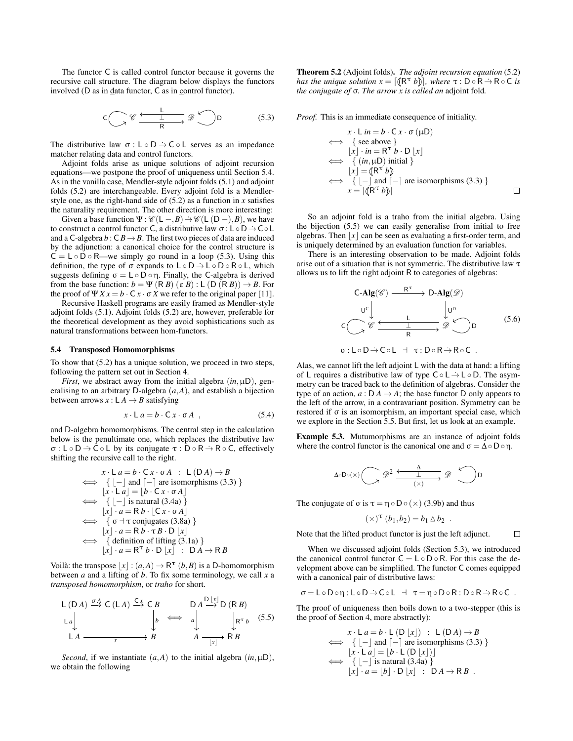The functor $\mathsf{C}$ is called control functor because it governs the recursive call structure. The diagram below displays the functors involved ($\mathsf{D}$ as in data functor, $\mathsf{C}$ as in control functor).

$$\mathsf{C} \circlearrowright \mathscr{C} \underset{\mathsf{R}}{\overset{\mathsf{L}}{\underset{\longrightarrow}{\overset{\longleftarrow}{\bot}}}} \mathscr{D} \circlearrowleft \mathsf{D} \tag{5.3}$$

The distributive law $\sigma : \mathsf{L} \circ \mathsf{D} \dot{\to} \mathsf{C} \circ \mathsf{L}$ serves as an impedance matcher relating data and control functors.

Adjoint folds arise as unique solutions of adjoint recursion equations—we postpone the proof of uniqueness until Section 5.4. As in the vanilla case, Mendler-style adjoint folds (5.1) and adjoint folds (5.2) are interchangeable. Every adjoint fold is a Mendler-style one, as the right-hand side of (5.2) as a function in $x$ satisfies the naturality requirement. The other direction is more interesting:

Given a base function $\Psi : \mathscr{C}(\mathsf{L}\,-, B) \dot{\to} \mathscr{C}(\mathsf{L}\,(\mathsf{D}\,-), B)$, we have to construct a control functor $\mathsf{C}$, a distributive law $\sigma : \mathsf{L} \circ \mathsf{D} \dot{\to} \mathsf{C} \circ \mathsf{L}$ and a $\mathsf{C}$-algebra $b : \mathsf{C}\,B \to B$. The first two pieces of data are induced by the adjunction: a canonical choice for the control structure is $\mathsf{C} = \mathsf{L} \circ \mathsf{D} \circ \mathsf{R}$—we simply go round in a loop (5.3). Using this definition, the type of $\sigma$ expands to $\mathsf{L} \circ \mathsf{D} \dot{\to} \mathsf{L} \circ \mathsf{D} \circ \mathsf{R} \circ \mathsf{L}$, which suggests defining $\sigma = \mathsf{L} \circ \mathsf{D} \circ \eta$. Finally, the $\mathsf{C}$-algebra is derived from the base function: $b = \Psi\,(\mathsf{R}\,B)\,(\epsilon\,B) : \mathsf{L}\,(\mathsf{D}\,(\mathsf{R}\,B)) \to B$. For the proof of $\Psi\,X\,x = b \cdot \mathsf{C}\,x \cdot \sigma\,X$ we refer to the original paper [11].

Recursive Haskell programs are easily framed as Mendler-style adjoint folds (5.1). Adjoint folds (5.2) are, however, preferable for the theoretical development as they avoid sophistications such as natural transformations between hom-functors.

### 5.4 Transposed Homomorphisms

To show that (5.2) has a unique solution, we proceed in two steps, following the pattern set out in Section 4.

*First*, we abstract away from the initial algebra $(in, \mu\mathsf{D})$, generalising to an arbitrary $\mathsf{D}$-algebra $(a, A)$, and establish a bijection between arrows $x : \mathsf{L}\,A \to B$ satisfying

$$x \cdot \mathsf{L}\,a = b \cdot \mathsf{C}\,x \cdot \sigma\,A \ , \tag{5.4}$$

and $\mathsf{D}$-algebra homomorphisms. The central step in the calculation below is the penultimate one, which replaces the distributive law $\sigma : \mathsf{L} \circ \mathsf{D} \dot{\to} \mathsf{C} \circ \mathsf{L}$ by its conjugate $\tau : \mathsf{D} \circ \mathsf{R} \dot{\to} \mathsf{R} \circ \mathsf{C}$, effectively shifting the recursive call to the right.

$$\begin{aligned}
& x \cdot \mathsf{L}\,a = b \cdot \mathsf{C}\,x \cdot \sigma\,A \quad : \quad \mathsf{L}\,(\mathsf{D}\,A) \to B \\
\iff & \quad \{ \lfloor - \rfloor \text{ and } \lceil - \rceil \text{ are isomorphisms (3.3)} \} \\
& \lfloor x \cdot \mathsf{L}\,a \rfloor = \lfloor b \cdot \mathsf{C}\,x \cdot \sigma\,A \rfloor \\
\iff & \quad \{ \lfloor - \rfloor \text{ is natural (3.4a)} \} \\
& \lfloor x \rfloor \cdot a = \mathsf{R}\,b \cdot \lfloor \mathsf{C}\,x \cdot \sigma\,A \rfloor \\
\iff & \quad \{ \sigma \dashv \tau \text{ conjugates (3.8a)} \} \\
& \lfloor x \rfloor \cdot a = \mathsf{R}\,b \cdot \tau\,B \cdot \mathsf{D}\,\lfloor x \rfloor \\
\iff & \quad \{ \text{definition of lifting (3.1a)} \} \\
& \lfloor x \rfloor \cdot a = \mathsf{R}^{\tau}\,b \cdot \mathsf{D}\,\lfloor x \rfloor \quad : \quad \mathsf{D}\,A \to \mathsf{R}\,B
\end{aligned}$$

Voilà: the transpose $\lfloor x \rfloor : (a, A) \to \mathsf{R}^{\tau}\,(b, B)$ is a $\mathsf{D}$-homomorphism between $a$ and a lifting of $b$. To fix some terminology, we call $x$ a *transposed homomorphism*, or *traho* for short.

$$\begin{array}{ccccc}
\mathsf{L}\,(\mathsf{D}\,A) \xrightarrow{\sigma A} \mathsf{C}\,(\mathsf{L}\,A) \xrightarrow{\mathsf{C}\,x} \mathsf{C}\,B & & & \mathsf{D}\,A \xrightarrow{\mathsf{D}\,\lfloor x \rfloor} \mathsf{D}\,(\mathsf{R}\,B) \\
\mathsf{L}\,a \big\downarrow \qquad\qquad\qquad\qquad \big\downarrow b & \iff & & a \big\downarrow \qquad\qquad \big\downarrow \mathsf{R}^{\tau}\,b \\
\mathsf{L}\,A \xrightarrow{\qquad\qquad x \qquad\qquad} B & & & A \xrightarrow{\quad \lfloor x \rfloor \quad} \mathsf{R}\,B
\end{array} \tag{5.5}$$

*Second*, if we instantiate $(a, A)$ to the initial algebra $(in, \mu\mathsf{D})$, we obtain the following

**Theorem 5.2** (Adjoint folds). *The adjoint recursion equation* (5.2) *has the unique solution* $x = \lceil (\!|\mathsf{R}^{\tau}\,b|\!) \rceil$*, where* $\tau : \mathsf{D} \circ \mathsf{R} \dot{\to} \mathsf{R} \circ \mathsf{C}$ *is the conjugate of* $\sigma$*. The arrow* $x$ *is called an* adjoint fold*.*

*Proof.* This is an immediate consequence of initiality.

$$\begin{aligned}
& x \cdot \mathsf{L}\,in = b \cdot \mathsf{C}\,x \cdot \sigma\,(\mu\mathsf{D}) \\
\iff & \quad \{ \text{see above} \} \\
& \lfloor x \rfloor \cdot in = \mathsf{R}^{\tau}\,b \cdot \mathsf{D}\,\lfloor x \rfloor \\
\iff & \quad \{ (in, \mu\mathsf{D}) \text{ initial} \} \\
& \lfloor x \rfloor = (\!|\mathsf{R}^{\tau}\,b|\!) \\
\iff & \quad \{ \lfloor - \rfloor \text{ and } \lceil - \rceil \text{ are isomorphisms (3.3)} \} \\
& x = \lceil (\!|\mathsf{R}^{\tau}\,b|\!) \rceil
\end{aligned}$$

□

So an adjoint fold is a traho from the initial algebra. Using the bijection (5.5) we can easily generalise from initial to free algebras. Then $\lfloor x \rfloor$ can be seen as evaluating a first-order term, and is uniquely determined by an evaluation function for variables.

There is an interesting observation to be made. Adjoint folds arise out of a situation that is not symmetric. The distributive law $\tau$ allows us to lift the right adjoint $\mathsf{R}$ to categories of algebras:

$$\begin{array}{ccc}
\mathsf{C}\text{-}\mathbf{Alg}(\mathscr{C}) & \xrightarrow{\ \mathsf{R}^{\tau}\ } & \mathsf{D}\text{-}\mathbf{Alg}(\mathscr{D}) \\
\mathsf{U}^{\mathsf{C}} \big\downarrow & & \big\downarrow \mathsf{U}^{\mathsf{D}} \\
\mathsf{C} \circlearrowright \mathscr{C} & \underset{\mathsf{R}}{\overset{\mathsf{L}}{\underset{\longrightarrow}{\overset{\longleftarrow}{\bot}}}} & \mathscr{D} \circlearrowleft \mathsf{D}
\end{array} \tag{5.6}$$

$$\sigma : \mathsf{L} \circ \mathsf{D} \dot{\to} \mathsf{C} \circ \mathsf{L} \quad \dashv \quad \tau : \mathsf{D} \circ \mathsf{R} \dot{\to} \mathsf{R} \circ \mathsf{C} \ .$$

Alas, we cannot lift the left adjoint $\mathsf{L}$ with the data at hand: a lifting of $\mathsf{L}$ requires a distributive law of type $\mathsf{C} \circ \mathsf{L} \dot{\to} \mathsf{L} \circ \mathsf{D}$. The asymmetry can be traced back to the definition of algebras. Consider the type of an action, $a : \mathsf{D}\,A \to A$; the base functor $\mathsf{D}$ only appears to the left of the arrow, in a contravariant position. Symmetry can be restored if $\sigma$ is an isomorphism, an important special case, which we explore in the Section 5.5. But first, let us look at an example.

**Example 5.3.** Mutumorphisms are an instance of adjoint folds where the control functor is the canonical one and $\sigma = \Delta \circ \mathsf{D} \circ \eta$.

$$\Delta \circ \mathsf{D} \circ (\times) \circlearrowright \mathscr{D}^2 \underset{(\times)}{\overset{\Delta}{\underset{\longrightarrow}{\overset{\longleftarrow}{\bot}}}} \mathscr{D} \circlearrowleft \mathsf{D}$$

The conjugate of $\sigma$ is $\tau = \eta \circ \mathsf{D} \circ (\times)$ (3.9b) and thus

$$(\times)^{\tau}\,(b_1, b_2) = b_1 \vartriangle b_2 \ .$$

Note that the lifted product functor is just the left adjunct. □

When we discussed adjoint folds (Section 5.3), we introduced the canonical control functor $\mathsf{C} = \mathsf{L} \circ \mathsf{D} \circ \mathsf{R}$. For this case the development above can be simplified. The functor $\mathsf{C}$ comes equipped with a canonical pair of distributive laws:

$$\sigma = \mathsf{L} \circ \mathsf{D} \circ \eta : \mathsf{L} \circ \mathsf{D} \dot{\to} \mathsf{C} \circ \mathsf{L} \quad \dashv \quad \tau = \eta \circ \mathsf{D} \circ \mathsf{R} : \mathsf{D} \circ \mathsf{R} \dot{\to} \mathsf{R} \circ \mathsf{C} \ .$$

The proof of uniqueness then boils down to a two-stepper (this is the proof of Section 4, more abstractly):

$$\begin{aligned}
& x \cdot \mathsf{L}\,a = b \cdot \mathsf{L}\,(\mathsf{D}\,\lfloor x \rfloor) \quad : \quad \mathsf{L}\,(\mathsf{D}\,A) \to B \\
\iff & \quad \{ \lfloor - \rfloor \text{ and } \lceil - \rceil \text{ are isomorphisms (3.3)} \} \\
& \lfloor x \cdot \mathsf{L}\,a \rfloor = \lfloor b \cdot \mathsf{L}\,(\mathsf{D}\,\lfloor x \rfloor) \rfloor \\
\iff & \quad \{ \lfloor - \rfloor \text{ is natural (3.4a)} \} \\
& \lfloor x \rfloor \cdot a = \lfloor b \rfloor \cdot \mathsf{D}\,\lfloor x \rfloor \quad : \quad \mathsf{D}\,A \to \mathsf{R}\,B \ .
\end{aligned}$$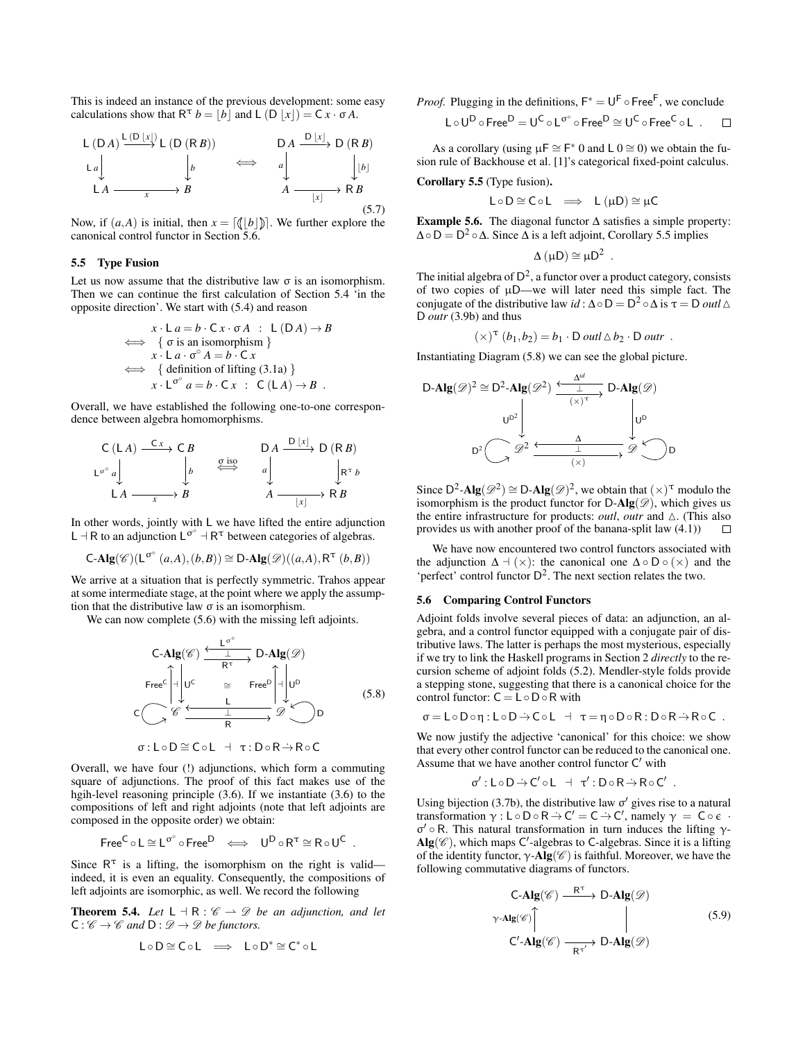This is indeed an instance of the previous development: some easy calculations show that $\mathsf{R}^{\tau}\, b = \lfloor b \rfloor$ and $\mathsf{L}\,(\mathsf{D}\,\lfloor x \rfloor) = \mathsf{C}\,x \cdot \sigma\, A$.

$$
\begin{array}{ccc}
\mathsf{L}\,(\mathsf{D}\,A) \xrightarrow{\mathsf{L}\,(\mathsf{D}\,\lfloor x \rfloor)} \mathsf{L}\,(\mathsf{D}\,(\mathsf{R}\,B)) & & \mathsf{D}\,A \xrightarrow{\mathsf{D}\,\lfloor x \rfloor} \mathsf{D}\,(\mathsf{R}\,B) \\
\mathsf{L}\,a \downarrow \qquad\qquad \downarrow b & \iff & a \downarrow \qquad\qquad \downarrow \lfloor b \rfloor \\
\mathsf{L}\,A \xrightarrow[x]{} B & & A \xrightarrow[\lfloor x \rfloor]{} \mathsf{R}\,B
\end{array}
\tag{5.7}
$$

Now, if $(a, A)$ is initial, then $x = \lceil (\!| \lfloor b \rfloor |\!) \rceil$. We further explore the canonical control functor in Section 5.6.

### 5.5 Type Fusion

Let us now assume that the distributive law $\sigma$ is an isomorphism. Then we can continue the first calculation of Section 5.4 'in the opposite direction'. We start with (5.4) and reason

$$
\begin{aligned}
& x \cdot \mathsf{L}\,a = b \cdot \mathsf{C}\,x \cdot \sigma\,A \;\;:\;\; \mathsf{L}\,(\mathsf{D}\,A) \to B \\
\iff & \;\;\{\ \sigma \text{ is an isomorphism }\} \\
& x \cdot \mathsf{L}\,a \cdot \sigma^{\circ}\,A = b \cdot \mathsf{C}\,x \\
\iff & \;\;\{\ \text{definition of lifting (3.1a)}\ \} \\
& x \cdot \mathsf{L}^{\sigma^{\circ}}\,a = b \cdot \mathsf{C}\,x \;\;:\;\; \mathsf{C}\,(\mathsf{L}\,A) \to B \ .
\end{aligned}
$$

Overall, we have established the following one-to-one correspondence between algebra homomorphisms.

$$
\begin{array}{ccc}
\mathsf{C}\,(\mathsf{L}\,A) \xrightarrow{\mathsf{C}\,x} \mathsf{C}\,B & & \mathsf{D}\,A \xrightarrow{\mathsf{D}\,\lfloor x \rfloor} \mathsf{D}\,(\mathsf{R}\,B) \\
\mathsf{L}^{\sigma^{\circ}}\,a \downarrow \qquad\qquad \downarrow b & \overset{\sigma \text{ iso}}{\iff} & a \downarrow \qquad\qquad \downarrow \mathsf{R}^{\tau}\,b \\
\mathsf{L}\,A \xrightarrow[x]{} B & & A \xrightarrow[\lfloor x \rfloor]{} \mathsf{R}\,B
\end{array}
$$

In other words, jointly with $\mathsf{L}$ we have lifted the entire adjunction $\mathsf{L} \dashv \mathsf{R}$ to an adjunction $\mathsf{L}^{\sigma^{\circ}} \dashv \mathsf{R}^{\tau}$ between categories of algebras.

$$
\mathsf{C}\text{-}\mathbf{Alg}(\mathscr{C})(\mathsf{L}^{\sigma^{\circ}}\,(a, A), (b, B)) \cong \mathsf{D}\text{-}\mathbf{Alg}(\mathscr{D})((a, A), \mathsf{R}^{\tau}\,(b, B))
$$

We arrive at a situation that is perfectly symmetric. Trahos appear at some intermediate stage, at the point where we apply the assumption that the distributive law $\sigma$ is an isomorphism.

We can now complete (5.6) with the missing left adjoints.

$$
\begin{array}{ccc}
\mathsf{C}\text{-}\mathbf{Alg}(\mathscr{C}) & \underset{\mathsf{R}^{\tau}}{\overset{\mathsf{L}^{\sigma^{\circ}}}{\rightleftarrows}}\ (\bot) & \mathsf{D}\text{-}\mathbf{Alg}(\mathscr{D}) \\
\mathsf{Free}^{\mathsf{C}} \uparrow \dashv \downarrow \mathsf{U}^{\mathsf{C}} & \cong & \mathsf{Free}^{\mathsf{D}} \uparrow \dashv \downarrow \mathsf{U}^{\mathsf{D}} \\
\mathsf{C} \circlearrowright \mathscr{C} & \underset{\mathsf{R}}{\overset{\mathsf{L}}{\rightleftarrows}}\ (\bot) & \mathscr{D} \circlearrowleft \mathsf{D}
\end{array}
\tag{5.8}
$$

$$
\sigma : \mathsf{L} \circ \mathsf{D} \cong \mathsf{C} \circ \mathsf{L} \;\;\dashv\;\; \tau : \mathsf{D} \circ \mathsf{R} \dot{\to} \mathsf{R} \circ \mathsf{C}
$$

Overall, we have four (!) adjunctions, which form a commuting square of adjunctions. The proof of this fact makes use of the hgih-level reasoning principle (3.6). If we instantiate (3.6) to the compositions of left and right adjoints (note that left adjoints are composed in the opposite order) we obtain:

$$
\mathsf{Free}^{\mathsf{C}} \circ \mathsf{L} \cong \mathsf{L}^{\sigma^{\circ}} \circ \mathsf{Free}^{\mathsf{D}} \iff \mathsf{U}^{\mathsf{D}} \circ \mathsf{R}^{\tau} \cong \mathsf{R} \circ \mathsf{U}^{\mathsf{C}} \ .
$$

Since $\mathsf{R}^{\tau}$ is a lifting, the isomorphism on the right is valid—indeed, it is even an equality. Consequently, the compositions of left adjoints are isomorphic, as well. We record the following

**Theorem 5.4.** *Let $\mathsf{L} \dashv \mathsf{R} : \mathscr{C} \rightharpoonup \mathscr{D}$ be an adjunction, and let $\mathsf{C} : \mathscr{C} \to \mathscr{C}$ and $\mathsf{D} : \mathscr{D} \to \mathscr{D}$ be functors.*

$$
\mathsf{L} \circ \mathsf{D} \cong \mathsf{C} \circ \mathsf{L} \implies \mathsf{L} \circ \mathsf{D}^{*} \cong \mathsf{C}^{*} \circ \mathsf{L}
$$

*Proof.* Plugging in the definitions, $\mathsf{F}^{*} = \mathsf{U}^{\mathsf{F}} \circ \mathsf{Free}^{\mathsf{F}}$, we conclude

$$
\mathsf{L} \circ \mathsf{U}^{\mathsf{D}} \circ \mathsf{Free}^{\mathsf{D}} = \mathsf{U}^{\mathsf{C}} \circ \mathsf{L}^{\sigma^{\circ}} \circ \mathsf{Free}^{\mathsf{D}} \cong \mathsf{U}^{\mathsf{C}} \circ \mathsf{Free}^{\mathsf{C}} \circ \mathsf{L} \ . \qquad \Box
$$

As a corollary (using $\mu\mathsf{F} \cong \mathsf{F}^{*}\,0$ and $\mathsf{L}\,0 \cong 0$) we obtain the fusion rule of Backhouse et al. [1]'s categorical fixed-point calculus.

**Corollary 5.5** (Type fusion)**.**

$$
\mathsf{L} \circ \mathsf{D} \cong \mathsf{C} \circ \mathsf{L} \implies \mathsf{L}\,(\mu\mathsf{D}) \cong \mu\mathsf{C}
$$

**Example 5.6.** The diagonal functor $\Delta$ satisfies a simple property: $\Delta \circ \mathsf{D} = \mathsf{D}^{2} \circ \Delta$. Since $\Delta$ is a left adjoint, Corollary 5.5 implies

$$
\Delta\,(\mu\mathsf{D}) \cong \mu\mathsf{D}^{2} \ .
$$

The initial algebra of $\mathsf{D}^{2}$, a functor over a product category, consists of two copies of $\mu\mathsf{D}$—we will later need this simple fact. The conjugate of the distributive law $id : \Delta \circ \mathsf{D} = \mathsf{D}^{2} \circ \Delta$ is $\tau = \mathsf{D}\ outl \vartriangle \mathsf{D}\ outr$ (3.9b) and thus

$$
(\times)^{\tau}\ (b_1, b_2) = b_1 \cdot \mathsf{D}\ outl \vartriangle b_2 \cdot \mathsf{D}\ outr \ .
$$

Instantiating Diagram (5.8) we can see the global picture.

$$
\begin{array}{ccc}
\mathsf{D}\text{-}\mathbf{Alg}(\mathscr{D})^{2} \cong \mathsf{D}^{2}\text{-}\mathbf{Alg}(\mathscr{D}^{2}) & \underset{(\times)^{\tau}}{\overset{\Delta^{id}}{\rightleftarrows}}\ (\bot) & \mathsf{D}\text{-}\mathbf{Alg}(\mathscr{D}) \\
\mathsf{U}^{\mathsf{D}^{2}} \downarrow & & \downarrow \mathsf{U}^{\mathsf{D}} \\
\mathsf{D}^{2} \circlearrowright \mathscr{D}^{2} & \underset{(\times)}{\overset{\Delta}{\rightleftarrows}}\ (\bot) & \mathscr{D} \circlearrowleft \mathsf{D}
\end{array}
$$

Since $\mathsf{D}^{2}\text{-}\mathbf{Alg}(\mathscr{D}^{2}) \cong \mathsf{D}\text{-}\mathbf{Alg}(\mathscr{D})^{2}$, we obtain that $(\times)^{\tau}$ modulo the isomorphism is the product functor for $\mathsf{D}\text{-}\mathbf{Alg}(\mathscr{D})$, which gives us the entire infrastructure for products: *outl*, *outr* and $\vartriangle$. (This also provides us with another proof of the banana-split law (4.1)) $\Box$

We have now encountered two control functors associated with the adjunction $\Delta \dashv (\times)$: the canonical one $\Delta \circ \mathsf{D} \circ (\times)$ and the 'perfect' control functor $\mathsf{D}^{2}$. The next section relates the two.

### 5.6 Comparing Control Functors

Adjoint folds involve several pieces of data: an adjunction, an algebra, and a control functor equipped with a conjugate pair of distributive laws. The latter is perhaps the most mysterious, especially if we try to link the Haskell programs in Section 2 *directly* to the recursion scheme of adjoint folds (5.2). Mendler-style folds provide a stepping stone, suggesting that there is a canonical choice for the control functor: $\mathsf{C} = \mathsf{L} \circ \mathsf{D} \circ \mathsf{R}$ with

$$
\sigma = \mathsf{L} \circ \mathsf{D} \circ \eta : \mathsf{L} \circ \mathsf{D} \dot{\to} \mathsf{C} \circ \mathsf{L} \;\;\dashv\;\; \tau = \eta \circ \mathsf{D} \circ \mathsf{R} : \mathsf{D} \circ \mathsf{R} \dot{\to} \mathsf{R} \circ \mathsf{C} \ .
$$

We now justify the adjective 'canonical' for this choice: we show that every other control functor can be reduced to the canonical one. Assume that we have another control functor $\mathsf{C}'$ with

$$
\sigma' : \mathsf{L} \circ \mathsf{D} \dot{\to} \mathsf{C}' \circ \mathsf{L} \;\;\dashv\;\; \tau' : \mathsf{D} \circ \mathsf{R} \dot{\to} \mathsf{R} \circ \mathsf{C}' \ .
$$

Using bijection (3.7b), the distributive law $\sigma'$ gives rise to a natural transformation $\gamma : \mathsf{L} \circ \mathsf{D} \circ \mathsf{R} \dot{\to} \mathsf{C}' = \mathsf{C} \dot{\to} \mathsf{C}'$, namely $\gamma = \mathsf{C} \circ \epsilon \cdot \sigma' \circ \mathsf{R}$. This natural transformation in turn induces the lifting $\gamma$-$\mathbf{Alg}(\mathscr{C})$, which maps $\mathsf{C}'$-algebras to $\mathsf{C}$-algebras. Since it is a lifting of the identity functor, $\gamma$-$\mathbf{Alg}(\mathscr{C})$ is faithful. Moreover, we have the following commutative diagrams of functors.

$$
\begin{array}{ccc}
\mathsf{C}\text{-}\mathbf{Alg}(\mathscr{C}) & \xrightarrow{\mathsf{R}^{\tau}} & \mathsf{D}\text{-}\mathbf{Alg}(\mathscr{D}) \\
\gamma\text{-}\mathbf{Alg}(\mathscr{C}) \uparrow & & | \\
\mathsf{C}'\text{-}\mathbf{Alg}(\mathscr{C}) & \xrightarrow[\mathsf{R}^{\tau'}]{} & \mathsf{D}\text{-}\mathbf{Alg}(\mathscr{D})
\end{array}
\tag{5.9}
$$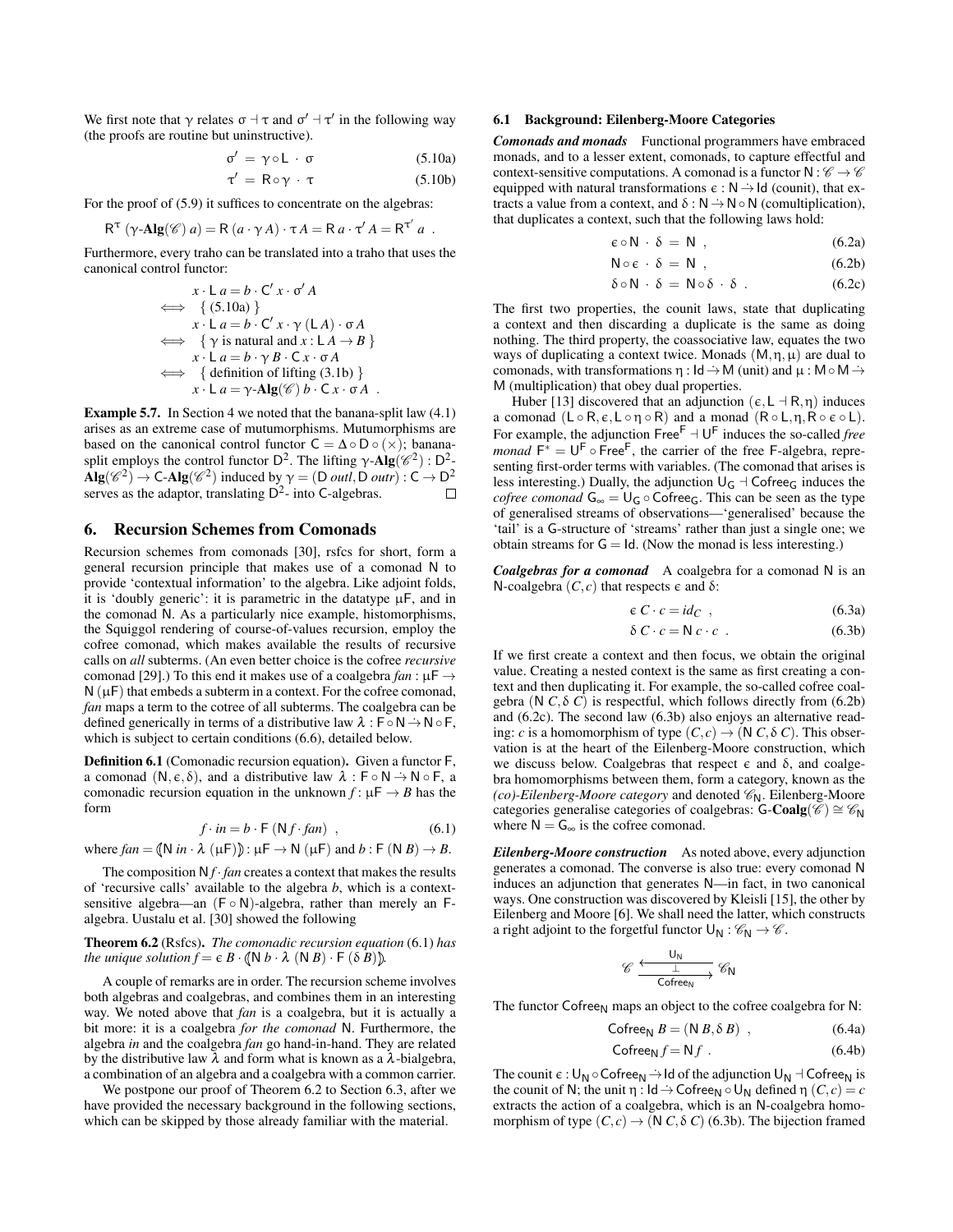We first note that $\gamma$ relates $\sigma \dashv \tau$ and $\sigma' \dashv \tau'$ in the following way (the proofs are routine but uninstructive).

$$\sigma' = \gamma \circ \mathsf{L} \cdot \sigma \tag{5.10a}$$

$$\tau' = \mathsf{R} \circ \gamma \cdot \tau \tag{5.10b}$$

For the proof of (5.9) it suffices to concentrate on the algebras:

$$\mathsf{R}^{\tau}\ (\gamma\text{-}\mathbf{Alg}(\mathscr{C})\ a) = \mathsf{R}\ (a \cdot \gamma\, A) \cdot \tau\, A = \mathsf{R}\, a \cdot \tau'\, A = \mathsf{R}^{\tau'}\, a\ .$$

Furthermore, every traho can be translated into a traho that uses the canonical control functor:

$$\begin{aligned}
& x \cdot \mathsf{L}\, a = b \cdot \mathsf{C}'\, x \cdot \sigma'\, A \\
\iff & \quad \{\ (5.10a)\ \} \\
& x \cdot \mathsf{L}\, a = b \cdot \mathsf{C}'\, x \cdot \gamma\ (\mathsf{L}\, A) \cdot \sigma\, A \\
\iff & \quad \{\ \gamma \text{ is natural and } x : \mathsf{L}\, A \to B\ \} \\
& x \cdot \mathsf{L}\, a = b \cdot \gamma\, B \cdot \mathsf{C}\, x \cdot \sigma\, A \\
\iff & \quad \{\ \text{definition of lifting (3.1b)}\ \} \\
& x \cdot \mathsf{L}\, a = \gamma\text{-}\mathbf{Alg}(\mathscr{C})\ b \cdot \mathsf{C}\, x \cdot \sigma\, A\ .
\end{aligned}$$

**Example 5.7.** In Section 4 we noted that the banana-split law (4.1) arises as an extreme case of mutumorphisms. Mutumorphisms are based on the canonical control functor $\mathsf{C} = \Delta \circ \mathsf{D} \circ (\times)$; banana-split employs the control functor $\mathsf{D}^2$. The lifting $\gamma\text{-}\mathbf{Alg}(\mathscr{C}^2) : \mathsf{D}^2\text{-}\mathbf{Alg}(\mathscr{C}^2) \to \mathsf{C}\text{-}\mathbf{Alg}(\mathscr{C}^2)$ induced by $\gamma = (\mathsf{D}\ \mathit{outl}, \mathsf{D}\ \mathit{outr}) : \mathsf{C} \to \mathsf{D}^2$ serves as the adaptor, translating $\mathsf{D}^2$- into $\mathsf{C}$-algebras. □

## 6. Recursion Schemes from Comonads

Recursion schemes from comonads [30], rsfcs for short, form a general recursion principle that makes use of a comonad $\mathsf{N}$ to provide 'contextual information' to the algebra. Like adjoint folds, it is 'doubly generic': it is parametric in the datatype $\mu\mathsf{F}$, and in the comonad $\mathsf{N}$. As a particularly nice example, histomorphisms, the Squiggol rendering of course-of-values recursion, employ the cofree comonad, which makes available the results of recursive calls on *all* subterms. (An even better choice is the cofree *recursive* comonad [29].) To this end it makes use of a coalgebra $\mathit{fan} : \mu\mathsf{F} \to \mathsf{N}\ (\mu\mathsf{F})$ that embeds a subterm in a context. For the cofree comonad, $\mathit{fan}$ maps a term to the cotree of all subterms. The coalgebra can be defined generically in terms of a distributive law $\lambda : \mathsf{F} \circ \mathsf{N} \dot{\to} \mathsf{N} \circ \mathsf{F}$, which is subject to certain conditions (6.6), detailed below.

**Definition 6.1** (Comonadic recursion equation)**.** Given a functor $\mathsf{F}$, a comonad $(\mathsf{N}, \epsilon, \delta)$, and a distributive law $\lambda : \mathsf{F} \circ \mathsf{N} \dot{\to} \mathsf{N} \circ \mathsf{F}$, a comonadic recursion equation in the unknown $f : \mu\mathsf{F} \to B$ has the form

$$f \cdot \mathit{in} = b \cdot \mathsf{F}\ (\mathsf{N}\, f \cdot \mathit{fan})\ , \tag{6.1}$$

where $\mathit{fan} = (\!\lbrack \mathsf{N}\ \mathit{in} \cdot \lambda\ (\mu\mathsf{F}) \rbrack\!) : \mu\mathsf{F} \to \mathsf{N}\ (\mu\mathsf{F})$ and $b : \mathsf{F}\ (\mathsf{N}\, B) \to B$.

The composition $\mathsf{N}\, f \cdot \mathit{fan}$ creates a context that makes the results of 'recursive calls' available to the algebra $b$, which is a context-sensitive algebra—an $(\mathsf{F} \circ \mathsf{N})$-algebra, rather than merely an $\mathsf{F}$-algebra. Uustalu et al. [30] showed the following

**Theorem 6.2** (Rsfcs)**.** *The comonadic recursion equation* (6.1) *has the unique solution* $f = \epsilon\, B \cdot (\!\lbrack \mathsf{N}\, b \cdot \lambda\ (\mathsf{N}\, B) \cdot \mathsf{F}\ (\delta\, B) \rbrack\!)$*.*

A couple of remarks are in order. The recursion scheme involves both algebras and coalgebras, and combines them in an interesting way. We noted above that *fan* is a coalgebra, but it is actually a bit more: it is a coalgebra *for the comonad* $\mathsf{N}$. Furthermore, the algebra *in* and the coalgebra *fan* go hand-in-hand. They are related by the distributive law $\lambda$ and form what is known as a $\lambda$-bialgebra, a combination of an algebra and a coalgebra with a common carrier.

We postpone our proof of Theorem 6.2 to Section 6.3, after we have provided the necessary background in the following sections, which can be skipped by those already familiar with the material.

### 6.1 Background: Eilenberg-Moore Categories

***Comonads and monads*** Functional programmers have embraced monads, and to a lesser extent, comonads, to capture effectful and context-sensitive computations. A comonad is a functor $\mathsf{N} : \mathscr{C} \to \mathscr{C}$ equipped with natural transformations $\epsilon : \mathsf{N} \dot{\to} \mathsf{Id}$ (counit), that extracts a value from a context, and $\delta : \mathsf{N} \dot{\to} \mathsf{N} \circ \mathsf{N}$ (comultiplication), that duplicates a context, such that the following laws hold:

$$\epsilon \circ \mathsf{N} \cdot \delta = \mathsf{N}\ , \tag{6.2a}$$

$$\mathsf{N} \circ \epsilon \cdot \delta = \mathsf{N}\ , \tag{6.2b}$$

$$\delta \circ \mathsf{N} \cdot \delta = \mathsf{N} \circ \delta \cdot \delta\ . \tag{6.2c}$$

The first two properties, the counit laws, state that duplicating a context and then discarding a duplicate is the same as doing nothing. The third property, the coassociative law, equates the two ways of duplicating a context twice. Monads $(\mathsf{M}, \eta, \mu)$ are dual to comonads, with transformations $\eta : \mathsf{Id} \dot{\to} \mathsf{M}$ (unit) and $\mu : \mathsf{M} \circ \mathsf{M} \dot{\to} \mathsf{M}$ (multiplication) that obey dual properties.

Huber [13] discovered that an adjunction $(\epsilon, \mathsf{L} \dashv \mathsf{R}, \eta)$ induces a comonad $(\mathsf{L} \circ \mathsf{R}, \epsilon, \mathsf{L} \circ \eta \circ \mathsf{R})$ and a monad $(\mathsf{R} \circ \mathsf{L}, \eta, \mathsf{R} \circ \epsilon \circ \mathsf{L})$. For example, the adjunction $\mathsf{Free}^{\mathsf{F}} \dashv \mathsf{U}^{\mathsf{F}}$ induces the so-called *free monad* $\mathsf{F}^* = \mathsf{U}^{\mathsf{F}} \circ \mathsf{Free}^{\mathsf{F}}$, the carrier of the free $\mathsf{F}$-algebra, representing first-order terms with variables. (The comonad that arises is less interesting.) Dually, the adjunction $\mathsf{U}_{\mathsf{G}} \dashv \mathsf{Cofree}_{\mathsf{G}}$ induces the *cofree comonad* $\mathsf{G}_\infty = \mathsf{U}_{\mathsf{G}} \circ \mathsf{Cofree}_{\mathsf{G}}$. This can be seen as the type of generalised streams of observations—'generalised' because the 'tail' is a $\mathsf{G}$-structure of 'streams' rather than just a single one; we obtain streams for $\mathsf{G} = \mathsf{Id}$. (Now the monad is less interesting.)

***Coalgebras for a comonad*** A coalgebra for a comonad $\mathsf{N}$ is an $\mathsf{N}$-coalgebra $(C, c)$ that respects $\epsilon$ and $\delta$:

$$\epsilon\, C \cdot c = \mathit{id}_C\ , \tag{6.3a}$$

$$\delta\, C \cdot c = \mathsf{N}\, c \cdot c\ . \tag{6.3b}$$

If we first create a context and then focus, we obtain the original value. Creating a nested context is the same as first creating a context and then duplicating it. For example, the so-called cofree coalgebra $(\mathsf{N}\, C, \delta\, C)$ is respectful, which follows directly from (6.2b) and (6.2c). The second law (6.3b) also enjoys an alternative reading: $c$ is a homomorphism of type $(C, c) \to (\mathsf{N}\, C, \delta\, C)$. This observation is at the heart of the Eilenberg-Moore construction, which we discuss below. Coalgebras that respect $\epsilon$ and $\delta$, and coalgebra homomorphisms between them, form a category, known as the *(co)-Eilenberg-Moore category* and denoted $\mathscr{C}_{\mathsf{N}}$. Eilenberg-Moore categories generalise categories of coalgebras: $\mathsf{G}\text{-}\mathbf{Coalg}(\mathscr{C}) \cong \mathscr{C}_{\mathsf{N}}$ where $\mathsf{N} = \mathsf{G}_\infty$ is the cofree comonad.

***Eilenberg-Moore construction*** As noted above, every adjunction generates a comonad. The converse is also true: every comonad $\mathsf{N}$ induces an adjunction that generates $\mathsf{N}$—in fact, in two canonical ways. One construction was discovered by Kleisli [15], the other by Eilenberg and Moore [6]. We shall need the latter, which constructs a right adjoint to the forgetful functor $\mathsf{U}_{\mathsf{N}} : \mathscr{C}_{\mathsf{N}} \to \mathscr{C}$.

$$\mathscr{C} \underset{\mathsf{Cofree}_{\mathsf{N}}}{\overset{\mathsf{U}_{\mathsf{N}}}{\underset{\bot}{\leftrightarrows}}} \mathscr{C}_{\mathsf{N}}$$

The functor $\mathsf{Cofree}_{\mathsf{N}}$ maps an object to the cofree coalgebra for $\mathsf{N}$:

$$\mathsf{Cofree}_{\mathsf{N}}\, B = (\mathsf{N}\, B, \delta\, B)\ , \tag{6.4a}$$

$$\mathsf{Cofree}_{\mathsf{N}}\, f = \mathsf{N}\, f\ . \tag{6.4b}$$

The counit $\epsilon : \mathsf{U}_{\mathsf{N}} \circ \mathsf{Cofree}_{\mathsf{N}} \dot{\to} \mathsf{Id}$ of the adjunction $\mathsf{U}_{\mathsf{N}} \dashv \mathsf{Cofree}_{\mathsf{N}}$ is the counit of $\mathsf{N}$; the unit $\eta : \mathsf{Id} \dot{\to} \mathsf{Cofree}_{\mathsf{N}} \circ \mathsf{U}_{\mathsf{N}}$ defined $\eta\ (C, c) = c$ extracts the action of a coalgebra, which is an $\mathsf{N}$-coalgebra homomorphism of type $(C, c) \to (\mathsf{N}\, C, \delta\, C)$ (6.3b). The bijection framed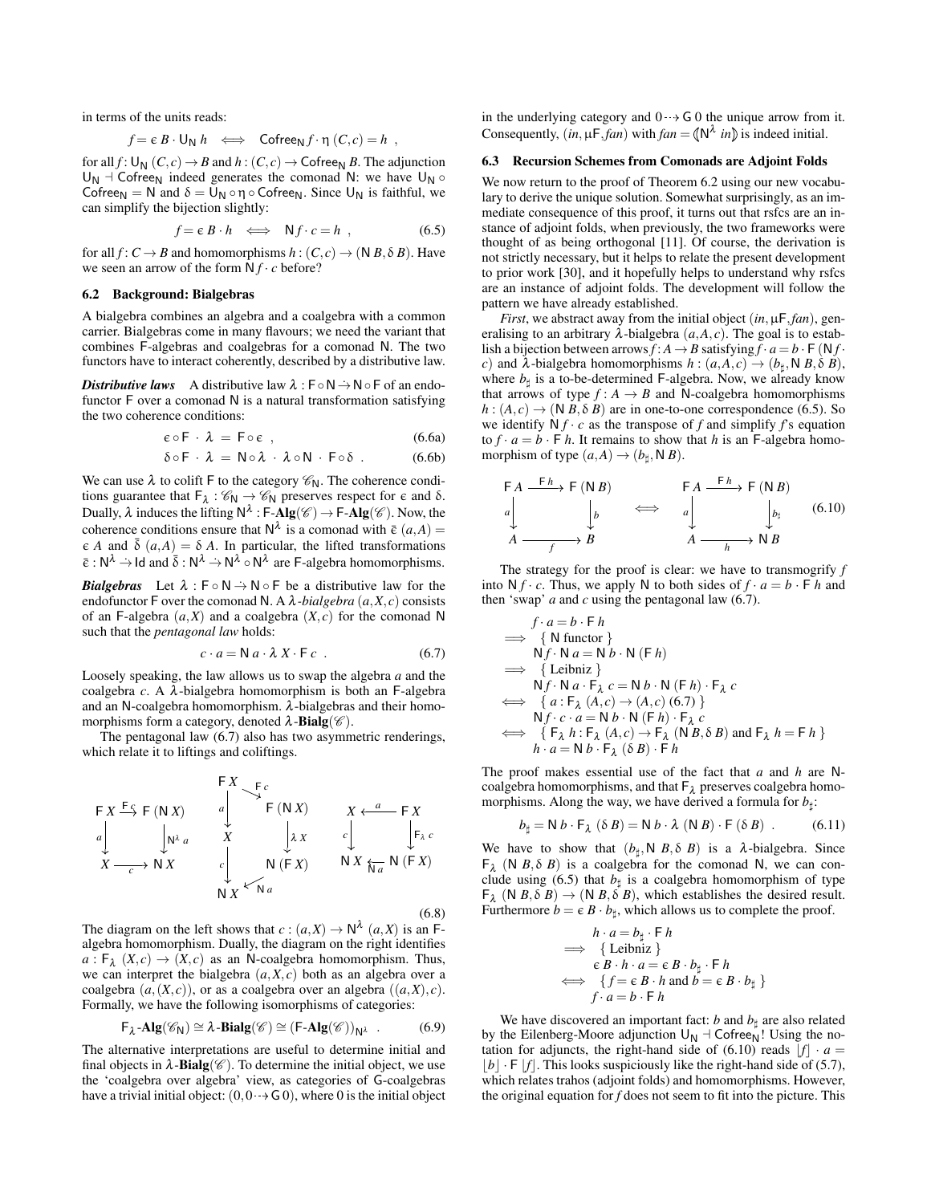in terms of the units reads:

$$f = \epsilon\, B \cdot \mathsf{U_N}\, h \iff \mathsf{Cofree_N}\, f \cdot \eta\,(C,c) = h \ ,$$

for all $f : \mathsf{U_N}\,(C,c) \to B$ and $h : (C,c) \to \mathsf{Cofree_N}\, B$. The adjunction $\mathsf{U_N} \dashv \mathsf{Cofree_N}$ indeed generates the comonad $\mathsf{N}$: we have $\mathsf{U_N} \circ \mathsf{Cofree_N} = \mathsf{N}$ and $\delta = \mathsf{U_N} \circ \eta \circ \mathsf{Cofree_N}$. Since $\mathsf{U_N}$ is faithful, we can simplify the bijection slightly:

$$f = \epsilon\, B \cdot h \iff \mathsf{N}\, f \cdot c = h \ , \tag{6.5}$$

for all $f : C \to B$ and homomorphisms $h : (C,c) \to (\mathsf{N}\, B, \delta\, B)$. Have we seen an arrow of the form $\mathsf{N}\, f \cdot c$ before?

### 6.2 Background: Bialgebras

A bialgebra combines an algebra and a coalgebra with a common carrier. Bialgebras come in many flavours; we need the variant that combines $\mathsf{F}$-algebras and coalgebras for a comonad $\mathsf{N}$. The two functors have to interact coherently, described by a distributive law.

***Distributive laws*** A distributive law $\lambda : \mathsf{F} \circ \mathsf{N} \dot{\to} \mathsf{N} \circ \mathsf{F}$ of an endofunctor $\mathsf{F}$ over a comonad $\mathsf{N}$ is a natural transformation satisfying the two coherence conditions:

$$\epsilon \circ \mathsf{F} \cdot \lambda = \mathsf{F} \circ \epsilon \ , \tag{6.6a}$$

$$\delta \circ \mathsf{F} \cdot \lambda = \mathsf{N} \circ \lambda \cdot \lambda \circ \mathsf{N} \cdot \mathsf{F} \circ \delta \ . \tag{6.6b}$$

We can use $\lambda$ to colift $\mathsf{F}$ to the category $\mathscr{C}_\mathsf{N}$. The coherence conditions guarantee that $\mathsf{F}_\lambda : \mathscr{C}_\mathsf{N} \to \mathscr{C}_\mathsf{N}$ preserves respect for $\epsilon$ and $\delta$. Dually, $\lambda$ induces the lifting $\mathsf{N}^\lambda : \mathsf{F}\text{-}\mathbf{Alg}(\mathscr{C}) \to \mathsf{F}\text{-}\mathbf{Alg}(\mathscr{C})$. Now, the coherence conditions ensure that $\mathsf{N}^\lambda$ is a comonad with $\bar{\epsilon}\,(a,A) = \epsilon\, A$ and $\bar{\delta}\,(a,A) = \delta\, A$. In particular, the lifted transformations $\bar{\epsilon} : \mathsf{N}^\lambda \dot{\to} \mathsf{Id}$ and $\bar{\delta} : \mathsf{N}^\lambda \dot{\to} \mathsf{N}^\lambda \circ \mathsf{N}^\lambda$ are $\mathsf{F}$-algebra homomorphisms.

***Bialgebras*** Let $\lambda : \mathsf{F} \circ \mathsf{N} \dot{\to} \mathsf{N} \circ \mathsf{F}$ be a distributive law for the endofunctor $\mathsf{F}$ over the comonad $\mathsf{N}$. A *$\lambda$-bialgebra* $(a,X,c)$ consists of an $\mathsf{F}$-algebra $(a,X)$ and a coalgebra $(X,c)$ for the comonad $\mathsf{N}$ such that the *pentagonal law* holds:

$$c \cdot a = \mathsf{N}\, a \cdot \lambda\, X \cdot \mathsf{F}\, c \ . \tag{6.7}$$

Loosely speaking, the law allows us to swap the algebra $a$ and the coalgebra $c$. A $\lambda$-bialgebra homomorphism is both an $\mathsf{F}$-algebra and an $\mathsf{N}$-coalgebra homomorphism. $\lambda$-bialgebras and their homomorphisms form a category, denoted $\lambda\text{-}\mathbf{Bialg}(\mathscr{C})$.

The pentagonal law (6.7) also has two asymmetric renderings, which relate it to liftings and coliftings.

$$\begin{array}{ccc} \mathsf{F}\,X \xrightarrow{\mathsf{F}\,c} \mathsf{F}\,(\mathsf{N}\,X) & \mathsf{F}\,X \xrightarrow{\mathsf{F}\,c} \mathsf{F}\,(\mathsf{N}\,X) & X \xleftarrow{a} \mathsf{F}\,X \\ a \downarrow \qquad\qquad \downarrow \mathsf{N}^\lambda\, a & a \downarrow \qquad\qquad \downarrow \lambda\,X & c \downarrow \qquad\qquad \downarrow \mathsf{F}_\lambda\, c \\ X \xrightarrow{c} \mathsf{N}\,X & X \xrightarrow{c} \mathsf{N}\,X \xleftarrow{\mathsf{N}\,a} \mathsf{N}\,(\mathsf{F}\,X) & \mathsf{N}\,X \xleftarrow{\mathsf{N}\,a} \mathsf{N}\,(\mathsf{F}\,X) \end{array} \tag{6.8}$$

The diagram on the left shows that $c : (a,X) \to \mathsf{N}^\lambda\,(a,X)$ is an $\mathsf{F}$-algebra homomorphism. Dually, the diagram on the right identifies $a : \mathsf{F}_\lambda\,(X,c) \to (X,c)$ as an $\mathsf{N}$-coalgebra homomorphism. Thus, we can interpret the bialgebra $(a,X,c)$ both as an algebra over a coalgebra $(a,(X,c))$, or as a coalgebra over an algebra $((a,X),c)$. Formally, we have the following isomorphisms of categories:

$$\mathsf{F}_\lambda\text{-}\mathbf{Alg}(\mathscr{C}_\mathsf{N}) \cong \lambda\text{-}\mathbf{Bialg}(\mathscr{C}) \cong (\mathsf{F}\text{-}\mathbf{Alg}(\mathscr{C}))_{\mathsf{N}^\lambda} \ . \tag{6.9}$$

The alternative interpretations are useful to determine initial and final objects in $\lambda\text{-}\mathbf{Bialg}(\mathscr{C})$. To determine the initial object, we use the 'coalgebra over algebra' view, as categories of $\mathsf{G}$-coalgebras have a trivial initial object: $(0, 0 \dashrightarrow \mathsf{G}\,0)$, where $0$ is the initial object in the underlying category and $0 \dashrightarrow \mathsf{G}\,0$ the unique arrow from it. Consequently, $(in, \mu\mathsf{F}, fan)$ with $fan = (\!|\mathsf{N}^\lambda\ in|\!)$ is indeed initial.

### 6.3 Recursion Schemes from Comonads are Adjoint Folds

We now return to the proof of Theorem 6.2 using our new vocabulary to derive the unique solution. Somewhat surprisingly, as an immediate consequence of this proof, it turns out that rsfcs are an instance of adjoint folds, when previously, the two frameworks were thought of as being orthogonal [11]. Of course, the derivation is not strictly necessary, but it helps to relate the present development to prior work [30], and it hopefully helps to understand why rsfcs are an instance of adjoint folds. The development will follow the pattern we have already established.

*First*, we abstract away from the initial object $(in, \mu\mathsf{F}, fan)$, generalising to an arbitrary $\lambda$-bialgebra $(a,A,c)$. The goal is to establish a bijection between arrows $f : A \to B$ satisfying $f \cdot a = b \cdot \mathsf{F}\,(\mathsf{N}\, f \cdot c)$ and $\lambda$-bialgebra homomorphisms $h : (a,A,c) \to (b_\sharp, \mathsf{N}\, B, \delta\, B)$, where $b_\sharp$ is a to-be-determined $\mathsf{F}$-algebra. Now, we already know that arrows of type $f : A \to B$ and $\mathsf{N}$-coalgebra homomorphisms $h : (A,c) \to (\mathsf{N}\, B, \delta\, B)$ are in one-to-one correspondence (6.5). So we identify $\mathsf{N}\, f \cdot c$ as the transpose of $f$ and simplify $f$'s equation to $f \cdot a = b \cdot \mathsf{F}\, h$. It remains to show that $h$ is an $\mathsf{F}$-algebra homomorphism of type $(a,A) \to (b_\sharp, \mathsf{N}\, B)$.

$$\begin{array}{ccc} \mathsf{F}\,A \xrightarrow{\mathsf{F}\,h} \mathsf{F}\,(\mathsf{N}\,B) & & \mathsf{F}\,A \xrightarrow{\mathsf{F}\,h} \mathsf{F}\,(\mathsf{N}\,B) \\ a \downarrow \qquad\qquad \downarrow b & \iff & a \downarrow \qquad\qquad \downarrow b_\sharp \\ A \xrightarrow[f]{} B & & A \xrightarrow[h]{} \mathsf{N}\,B \end{array} \tag{6.10}$$

The strategy for the proof is clear: we have to transmogrify $f$ into $\mathsf{N}\, f \cdot c$. Thus, we apply $\mathsf{N}$ to both sides of $f \cdot a = b \cdot \mathsf{F}\, h$ and then 'swap' $a$ and $c$ using the pentagonal law (6.7).

$$\begin{aligned} & f \cdot a = b \cdot \mathsf{F}\, h \\ \Longrightarrow\ & \{\ \mathsf{N}\ \text{functor}\ \} \\ & \mathsf{N}\, f \cdot \mathsf{N}\, a = \mathsf{N}\, b \cdot \mathsf{N}\,(\mathsf{F}\, h) \\ \Longrightarrow\ & \{\ \text{Leibniz}\ \} \\ & \mathsf{N}\, f \cdot \mathsf{N}\, a \cdot \mathsf{F}_\lambda\, c = \mathsf{N}\, b \cdot \mathsf{N}\,(\mathsf{F}\, h) \cdot \mathsf{F}_\lambda\, c \\ \iff\ & \{\ a : \mathsf{F}_\lambda\,(A,c) \to (A,c)\ (6.7)\ \} \\ & \mathsf{N}\, f \cdot c \cdot a = \mathsf{N}\, b \cdot \mathsf{N}\,(\mathsf{F}\, h) \cdot \mathsf{F}_\lambda\, c \\ \iff\ & \{\ \mathsf{F}_\lambda\, h : \mathsf{F}_\lambda\,(A,c) \to \mathsf{F}_\lambda\,(\mathsf{N}\, B, \delta\, B)\ \text{and}\ \mathsf{F}_\lambda\, h = \mathsf{F}\, h\ \} \\ & h \cdot a = \mathsf{N}\, b \cdot \mathsf{F}_\lambda\,(\delta\, B) \cdot \mathsf{F}\, h \end{aligned}$$

The proof makes essential use of the fact that $a$ and $h$ are $\mathsf{N}$-coalgebra homomorphisms, and that $\mathsf{F}_\lambda$ preserves coalgebra homomorphisms. Along the way, we have derived a formula for $b_\sharp$:

$$b_\sharp = \mathsf{N}\, b \cdot \mathsf{F}_\lambda\,(\delta\, B) = \mathsf{N}\, b \cdot \lambda\,(\mathsf{N}\, B) \cdot \mathsf{F}\,(\delta\, B) \ . \tag{6.11}$$

We have to show that $(b_\sharp, \mathsf{N}\, B, \delta\, B)$ is a $\lambda$-bialgebra. Since $\mathsf{F}_\lambda\,(\mathsf{N}\, B, \delta\, B)$ is a coalgebra for the comonad $\mathsf{N}$, we can conclude using (6.5) that $b_\sharp$ is a coalgebra homomorphism of type $\mathsf{F}_\lambda\,(\mathsf{N}\, B, \delta\, B) \to (\mathsf{N}\, B, \delta\, B)$, which establishes the desired result. Furthermore $b = \epsilon\, B \cdot b_\sharp$, which allows us to complete the proof.

$$\begin{aligned} & h \cdot a = b_\sharp \cdot \mathsf{F}\, h \\ \Longrightarrow\ & \{\ \text{Leibniz}\ \} \\ & \epsilon\, B \cdot h \cdot a = \epsilon\, B \cdot b_\sharp \cdot \mathsf{F}\, h \\ \iff\ & \{\ f = \epsilon\, B \cdot h\ \text{and}\ b = \epsilon\, B \cdot b_\sharp\ \} \\ & f \cdot a = b \cdot \mathsf{F}\, h \end{aligned}$$

We have discovered an important fact: $b$ and $b_\sharp$ are also related by the Eilenberg-Moore adjunction $\mathsf{U_N} \dashv \mathsf{Cofree_N}$! Using the notation for adjuncts, the right-hand side of (6.10) reads $\lfloor f \rfloor \cdot a = \lfloor b \rfloor \cdot \mathsf{F}\, \lfloor f \rfloor$. This looks suspiciously like the right-hand side of (5.7), which relates trahos (adjoint folds) and homomorphisms. However, the original equation for $f$ does not seem to fit into the picture. This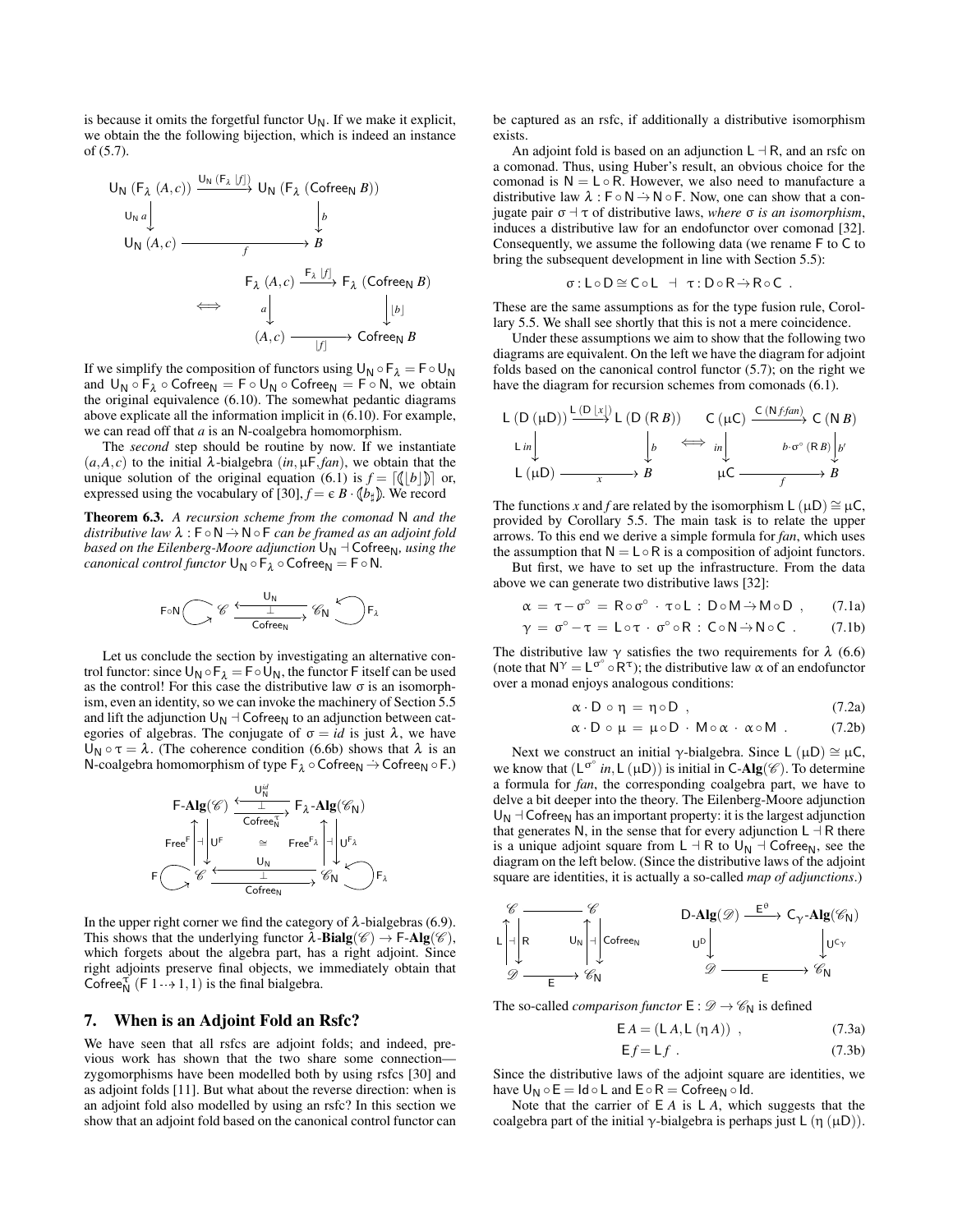is because it omits the forgetful functor $\mathsf{U_N}$. If we make it explicit, we obtain the the following bijection, which is indeed an instance of (5.7).

$$\begin{array}{ccc}
\mathsf{U_N}\ (\mathsf{F}_\lambda\ (A,c)) & \xrightarrow{\mathsf{U_N}\ (\mathsf{F}_\lambda\ \lfloor f \rfloor)} & \mathsf{U_N}\ (\mathsf{F}_\lambda\ (\mathsf{Cofree_N}\ B)) \\
\downarrow{\scriptstyle \mathsf{U_N}\ a} & & \downarrow{\scriptstyle b} \\
\mathsf{U_N}\ (A,c) & \xrightarrow[f]{} & B
\end{array}
\iff
\begin{array}{ccc}
\mathsf{F}_\lambda\ (A,c) & \xrightarrow{\mathsf{F}_\lambda\ \lfloor f \rfloor} & \mathsf{F}_\lambda\ (\mathsf{Cofree_N}\ B) \\
\downarrow{\scriptstyle a} & & \downarrow{\scriptstyle \lfloor b \rfloor} \\
(A,c) & \xrightarrow[\lfloor f \rfloor]{} & \mathsf{Cofree_N}\ B
\end{array}$$

If we simplify the composition of functors using $\mathsf{U_N} \circ \mathsf{F}_\lambda = \mathsf{F} \circ \mathsf{U_N}$ and $\mathsf{U_N} \circ \mathsf{F}_\lambda \circ \mathsf{Cofree_N} = \mathsf{F} \circ \mathsf{U_N} \circ \mathsf{Cofree_N} = \mathsf{F} \circ \mathsf{N}$, we obtain the original equivalence (6.10). The somewhat pedantic diagrams above explicate all the information implicit in (6.10). For example, we can read off that $a$ is an $\mathsf{N}$-coalgebra homomorphism.

The *second* step should be routine by now. If we instantiate $(a, A, c)$ to the initial $\lambda$-bialgebra $(in, \mu\mathsf{F}, fan)$, we obtain that the unique solution of the original equation (6.1) is $f = \lceil (\!|\lfloor b \rfloor|\!) \rceil$ or, expressed using the vocabulary of [30], $f = \epsilon\ B \cdot (\!|b_\sharp|\!)$. We record

**Theorem 6.3.** *A recursion scheme from the comonad* $\mathsf{N}$ *and the distributive law* $\lambda : \mathsf{F} \circ \mathsf{N} \dot{\to} \mathsf{N} \circ \mathsf{F}$ *can be framed as an adjoint fold based on the Eilenberg-Moore adjunction* $\mathsf{U_N} \dashv \mathsf{Cofree_N}$*, using the canonical control functor* $\mathsf{U_N} \circ \mathsf{F}_\lambda \circ \mathsf{Cofree_N} = \mathsf{F} \circ \mathsf{N}$*.*

$$\mathsf{F}\circ\mathsf{N} \circlearrowright \mathscr{C} \underset{\mathsf{Cofree_N}}{\overset{\mathsf{U_N}}{\rightleftarrows}} \mathscr{C}_\mathsf{N} \circlearrowleft \mathsf{F}_\lambda \quad (\mathsf{U_N} \dashv \mathsf{Cofree_N})$$

Let us conclude the section by investigating an alternative control functor: since $\mathsf{U_N} \circ \mathsf{F}_\lambda = \mathsf{F} \circ \mathsf{U_N}$, the functor $\mathsf{F}$ itself can be used as the control! For this case the distributive law $\sigma$ is an isomorphism, even an identity, so we can invoke the machinery of Section 5.5 and lift the adjunction $\mathsf{U_N} \dashv \mathsf{Cofree_N}$ to an adjunction between categories of algebras. The conjugate of $\sigma = id$ is just $\lambda$, we have $\mathsf{U_N} \circ \tau = \lambda$. (The coherence condition (6.6b) shows that $\lambda$ is an $\mathsf{N}$-coalgebra homomorphism of type $\mathsf{F}_\lambda \circ \mathsf{Cofree_N} \dot{\to} \mathsf{Cofree_N} \circ \mathsf{F}$.)

$$\begin{array}{ccc}
\mathsf{F}\text{-}\mathbf{Alg}(\mathscr{C}) & \underset{\mathsf{Cofree}_\mathsf{N}^\tau}{\overset{\mathsf{U}_\mathsf{N}^{id}}{\rightleftarrows}} & \mathsf{F}_\lambda\text{-}\mathbf{Alg}(\mathscr{C}_\mathsf{N}) \\
\mathsf{Free}^\mathsf{F} \uparrow \dashv \downarrow \mathsf{U}^\mathsf{F} & \cong & \mathsf{Free}^{\mathsf{F}_\lambda} \uparrow \dashv \downarrow \mathsf{U}^{\mathsf{F}_\lambda} \\
\mathsf{F} \circlearrowright \mathscr{C} & \underset{\mathsf{Cofree_N}}{\overset{\mathsf{U_N}}{\rightleftarrows}} & \mathscr{C}_\mathsf{N} \circlearrowleft \mathsf{F}_\lambda
\end{array}$$

In the upper right corner we find the category of $\lambda$-bialgebras (6.9). This shows that the underlying functor $\lambda\text{-}\mathbf{Bialg}(\mathscr{C}) \to \mathsf{F}\text{-}\mathbf{Alg}(\mathscr{C})$, which forgets about the algebra part, has a right adjoint. Since right adjoints preserve final objects, we immediately obtain that $\mathsf{Cofree}_\mathsf{N}^\tau\ (\mathsf{F}\ 1 \dot{\to} 1, 1)$ is the final bialgebra.

## 7. When is an Adjoint Fold an Rsfc?

We have seen that all rsfcs are adjoint folds; and indeed, previous work has shown that the two share some connection—zygomorphisms have been modelled both by using rsfcs [30] and as adjoint folds [11]. But what about the reverse direction: when is an adjoint fold also modelled by using an rsfc? In this section we show that an adjoint fold based on the canonical control functor can be captured as an rsfc, if additionally a distributive isomorphism exists.

An adjoint fold is based on an adjunction $\mathsf{L} \dashv \mathsf{R}$, and an rsfc on a comonad. Thus, using Huber's result, an obvious choice for the comonad is $\mathsf{N} = \mathsf{L} \circ \mathsf{R}$. However, we also need to manufacture a distributive law $\lambda : \mathsf{F} \circ \mathsf{N} \dot{\to} \mathsf{N} \circ \mathsf{F}$. Now, one can show that a conjugate pair $\sigma \dashv \tau$ of distributive laws, *where* $\sigma$ *is an isomorphism*, induces a distributive law for an endofunctor over comonad [32]. Consequently, we assume the following data (we rename $\mathsf{F}$ to $\mathsf{C}$ to bring the subsequent development in line with Section 5.5):

$$\sigma : \mathsf{L} \circ \mathsf{D} \cong \mathsf{C} \circ \mathsf{L} \quad \dashv \quad \tau : \mathsf{D} \circ \mathsf{R} \dot{\to} \mathsf{R} \circ \mathsf{C} \ .$$

These are the same assumptions as for the type fusion rule, Corollary 5.5. We shall see shortly that this is not a mere coincidence.

Under these assumptions we aim to show that the following two diagrams are equivalent. On the left we have the diagram for adjoint folds based on the canonical control functor (5.7); on the right we have the diagram for recursion schemes from comonads (6.1).

$$\begin{array}{ccc}
\mathsf{L}\ (\mathsf{D}\ (\mu\mathsf{D})) & \xrightarrow{\mathsf{L}\ (\mathsf{D}\ \lfloor x \rfloor)} & \mathsf{L}\ (\mathsf{D}\ (\mathsf{R}\ B)) \\
\downarrow{\scriptstyle \mathsf{L}\ in} & & \downarrow{\scriptstyle b} \\
\mathsf{L}\ (\mu\mathsf{D}) & \xrightarrow[x]{} & B
\end{array}
\iff
\begin{array}{ccc}
\mathsf{C}\ (\mu\mathsf{C}) & \xrightarrow{\mathsf{C}\ (\mathsf{N}\ f \cdot fan)} & \mathsf{C}\ (\mathsf{N}\ B) \\
\downarrow{\scriptstyle in} & & \downarrow{\scriptstyle b \cdot \sigma^\circ\ (\mathsf{R}\ B)\ =\ b'} \\
\mu\mathsf{C} & \xrightarrow[f]{} & B
\end{array}$$

The functions $x$ and $f$ are related by the isomorphism $\mathsf{L}\ (\mu\mathsf{D}) \cong \mu\mathsf{C}$, provided by Corollary 5.5. The main task is to relate the upper arrows. To this end we derive a simple formula for *fan*, which uses the assumption that $\mathsf{N} = \mathsf{L} \circ \mathsf{R}$ is a composition of adjoint functors.

But first, we have to set up the infrastructure. From the data above we can generate two distributive laws [32]:

$$\alpha \ = \ \tau - \sigma^\circ \ = \ \mathsf{R} \circ \sigma^\circ \cdot \tau \circ \mathsf{L} \ : \ \mathsf{D} \circ \mathsf{M} \dot{\to} \mathsf{M} \circ \mathsf{D} \ , \qquad (7.1a)$$

$$\gamma \ = \ \sigma^\circ - \tau \ = \ \mathsf{L} \circ \tau \cdot \sigma^\circ \circ \mathsf{R} \ : \ \mathsf{C} \circ \mathsf{N} \dot{\to} \mathsf{N} \circ \mathsf{C} \ . \qquad (7.1b)$$

The distributive law $\gamma$ satisfies the two requirements for $\lambda$ (6.6) (note that $\mathsf{N}^\gamma = \mathsf{L}^{\sigma^\circ} \circ \mathsf{R}^\tau$); the distributive law $\alpha$ of an endofunctor over a monad enjoys analogous conditions:

$$\alpha \cdot \mathsf{D} \circ \eta \ = \ \eta \circ \mathsf{D} \ , \qquad (7.2a)$$

$$\alpha \cdot \mathsf{D} \circ \mu \ = \ \mu \circ \mathsf{D} \ \cdot \ \mathsf{M} \circ \alpha \ \cdot \ \alpha \circ \mathsf{M} \ . \qquad (7.2b)$$

Next we construct an initial $\gamma$-bialgebra. Since $\mathsf{L}\ (\mu\mathsf{D}) \cong \mu\mathsf{C}$, we know that $(\mathsf{L}^{\sigma^\circ}\ in, \mathsf{L}\ (\mu\mathsf{D}))$ is initial in $\mathsf{C}\text{-}\mathbf{Alg}(\mathscr{C})$. To determine a formula for *fan*, the corresponding coalgebra part, we have to delve a bit deeper into the theory. The Eilenberg-Moore adjunction $\mathsf{U_N} \dashv \mathsf{Cofree_N}$ has an important property: it is the largest adjunction that generates $\mathsf{N}$, in the sense that for every adjunction $\mathsf{L} \dashv \mathsf{R}$ there is a unique adjoint square from $\mathsf{L} \dashv \mathsf{R}$ to $\mathsf{U_N} \dashv \mathsf{Cofree_N}$, see the diagram on the left below. (Since the distributive laws of the adjoint square are identities, it is actually a so-called *map of adjunctions*.)

$$\begin{array}{ccc}
\mathscr{C} & \xrightarrow{\quad} & \mathscr{C} \\
\mathsf{L} \uparrow \dashv \downarrow \mathsf{R} & & \mathsf{U_N} \uparrow \dashv \downarrow \mathsf{Cofree_N} \\
\mathscr{D} & \xrightarrow[\mathsf{E}]{} & \mathscr{C}_\mathsf{N}
\end{array}
\qquad
\begin{array}{ccc}
\mathsf{D}\text{-}\mathbf{Alg}(\mathscr{D}) & \xrightarrow{\mathsf{E}^\theta} & \mathsf{C}_\gamma\text{-}\mathbf{Alg}(\mathscr{C}_\mathsf{N}) \\
\downarrow{\scriptstyle \mathsf{U}^\mathsf{D}} & & \downarrow{\scriptstyle \mathsf{U}^{\mathsf{C}_\gamma}} \\
\mathscr{D} & \xrightarrow[\mathsf{E}]{} & \mathscr{C}_\mathsf{N}
\end{array}$$

The so-called *comparison functor* $\mathsf{E} : \mathscr{D} \to \mathscr{C}_\mathsf{N}$ is defined

$$\mathsf{E}\,A = (\mathsf{L}\ A, \mathsf{L}\ (\eta\ A)) \ , \qquad (7.3a)$$

$$\mathsf{E}\,f = \mathsf{L}\,f \ . \qquad (7.3b)$$

Since the distributive laws of the adjoint square are identities, we have $\mathsf{U_N} \circ \mathsf{E} = \mathsf{Id} \circ \mathsf{L}$ and $\mathsf{E} \circ \mathsf{R} = \mathsf{Cofree_N} \circ \mathsf{Id}$.

Note that the carrier of $\mathsf{E}\ A$ is $\mathsf{L}\ A$, which suggests that the coalgebra part of the initial $\gamma$-bialgebra is perhaps just $\mathsf{L}\ (\eta\ (\mu\mathsf{D}))$.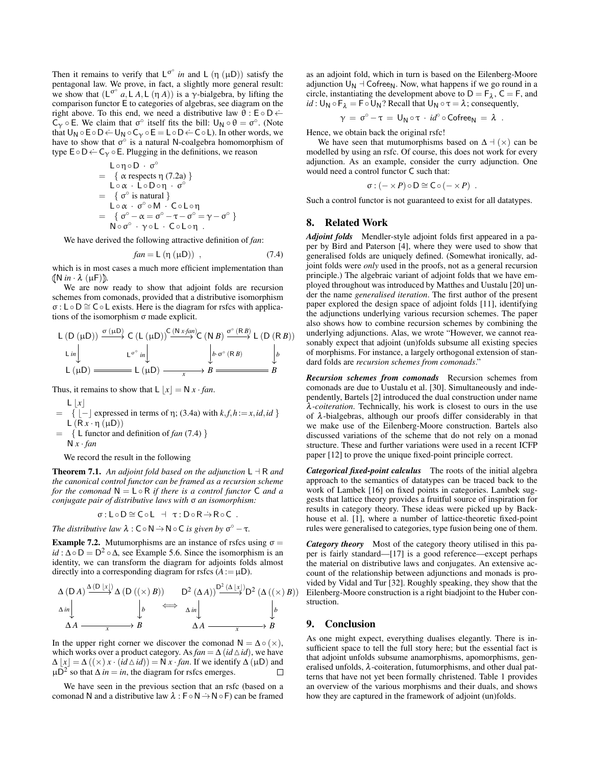Then it remains to verify that $\mathsf{L}^{\sigma^\circ}\ in$ and $\mathsf{L}\ (\eta\ (\mu\mathsf{D}))$ satisfy the pentagonal law. We prove, in fact, a slightly more general result: we show that $(\mathsf{L}^{\sigma^\circ}\ a, \mathsf{L}\ A, \mathsf{L}\ (\eta\ A))$ is a $\gamma$-bialgebra, by lifting the comparison functor $\mathsf{E}$ to categories of algebras, see diagram on the right above. To this end, we need a distributive law $\theta : \mathsf{E} \circ \mathsf{D} \leftarrow \mathsf{C}_\gamma \circ \mathsf{E}$. We claim that $\sigma^\circ$ itself fits the bill: $\mathsf{U_N} \circ \theta = \sigma^\circ$. (Note that $\mathsf{U_N} \circ \mathsf{E} \circ \mathsf{D} \leftarrow \mathsf{U_N} \circ \mathsf{C}_\gamma \circ \mathsf{E} = \mathsf{L} \circ \mathsf{D} \leftarrow \mathsf{C} \circ \mathsf{L}$). In other words, we have to show that $\sigma^\circ$ is a natural $\mathsf{N}$-coalgebra homomorphism of type $\mathsf{E} \circ \mathsf{D} \leftarrow \mathsf{C}_\gamma \circ \mathsf{E}$. Plugging in the definitions, we reason

$$
\begin{aligned}
& \mathsf{L} \circ \eta \circ \mathsf{D} \cdot \sigma^\circ \\
= \quad & \{ \alpha \text{ respects } \eta \text{ (7.2a)} \} \\
& \mathsf{L} \circ \alpha \cdot \mathsf{L} \circ \mathsf{D} \circ \eta \cdot \sigma^\circ \\
= \quad & \{ \sigma^\circ \text{ is natural} \} \\
& \mathsf{L} \circ \alpha \cdot \sigma^\circ \circ \mathsf{M} \cdot \mathsf{C} \circ \mathsf{L} \circ \eta \\
= \quad & \{ \sigma^\circ - \alpha = \sigma^\circ - \tau - \sigma^\circ = \gamma - \sigma^\circ \} \\
& \mathsf{N} \circ \sigma^\circ \cdot \gamma \circ \mathsf{L} \cdot \mathsf{C} \circ \mathsf{L} \circ \eta \ .
\end{aligned}
$$

We have derived the following attractive definition of *fan*:

$$
fan = \mathsf{L}\ (\eta\ (\mu\mathsf{D}))\ , \qquad (7.4)
$$

which is in most cases a much more efficient implementation than $(\!|\mathsf{N}\ in \cdot \lambda\ (\mu\mathsf{F})|\!)$.

We are now ready to show that adjoint folds are recursion schemes from comonads, provided that a distributive isomorphism $\sigma : \mathsf{L} \circ \mathsf{D} \cong \mathsf{C} \circ \mathsf{L}$ exists. Here is the diagram for rsfcs with applications of the isomorphism $\sigma$ made explicit.

$$
\begin{array}{ccccccc}
\mathsf{L}\ (\mathsf{D}\ (\mu\mathsf{D})) & \xrightarrow{\sigma\ (\mu\mathsf{D})} & \mathsf{C}\ (\mathsf{L}\ (\mu\mathsf{D})) & \xrightarrow{\mathsf{C}\ (\mathsf{N}\ x \cdot fan)} & \mathsf{C}\ (\mathsf{N}\ B) & \xrightarrow{\sigma^\circ\ (\mathsf{R}\ B)} & \mathsf{L}\ (\mathsf{D}\ (\mathsf{R}\ B)) \\
\downarrow{\mathsf{L}\ in} & & \downarrow{\mathsf{L}^{\sigma^\circ}\ in} & & \downarrow{b \cdot \sigma^\circ\ (\mathsf{R}\ B)} & & \downarrow{b} \\
\mathsf{L}\ (\mu\mathsf{D}) & = & \mathsf{L}\ (\mu\mathsf{D}) & \xrightarrow[x]{} & B & = & B
\end{array}
$$

Thus, it remains to show that $\mathsf{L}\ \lfloor x \rfloor = \mathsf{N}\ x \cdot fan$.

$$
\begin{aligned}
& \mathsf{L}\ \lfloor x \rfloor \\
= \quad & \{ \lfloor - \rfloor \text{ expressed in terms of } \eta;\ (3.4a) \text{ with } k, f, h := x, id, id \} \\
& \mathsf{L}\ (\mathsf{R}\ x \cdot \eta\ (\mu\mathsf{D})) \\
= \quad & \{ \mathsf{L} \text{ functor and definition of } fan \text{ (7.4)} \} \\
& \mathsf{N}\ x \cdot fan
\end{aligned}
$$

We record the result in the following

**Theorem 7.1.** *An adjoint fold based on the adjunction $\mathsf{L} \dashv \mathsf{R}$ and the canonical control functor can be framed as a recursion scheme for the comonad $\mathsf{N} = \mathsf{L} \circ \mathsf{R}$ if there is a control functor $\mathsf{C}$ and a conjugate pair of distributive laws with $\sigma$ an isomorphism:*

$$
\sigma : \mathsf{L} \circ \mathsf{D} \cong \mathsf{C} \circ \mathsf{L} \quad \dashv \quad \tau : \mathsf{D} \circ \mathsf{R} \dot{\to} \mathsf{R} \circ \mathsf{C}\ .
$$

*The distributive law $\lambda : \mathsf{C} \circ \mathsf{N} \dot{\to} \mathsf{N} \circ \mathsf{C}$ is given by $\sigma^\circ - \tau$.*

**Example 7.2.** Mutumorphisms are an instance of rsfcs using $\sigma = id : \Delta \circ \mathsf{D} = \mathsf{D}^2 \circ \Delta$, see Example 5.6. Since the isomorphism is an identity, we can transform the diagram for adjoints folds almost directly into a corresponding diagram for rsfcs ($A := \mu\mathsf{D}$).

$$
\begin{array}{ccc}
\Delta\ (\mathsf{D}\ A) & \xrightarrow{\Delta\ (\mathsf{D}\ \lfloor x \rfloor)} & \Delta\ (\mathsf{D}\ ((\times)\ B)) \\
\downarrow{\Delta\ in} & & \downarrow{b} \\
\Delta\ A & \xrightarrow[x]{} & B
\end{array}
\quad \Longleftrightarrow \quad
\begin{array}{ccc}
\mathsf{D}^2\ (\Delta A) & \xrightarrow{\mathsf{D}^2\ (\Delta\ \lfloor x \rfloor)} & \mathsf{D}^2\ (\Delta\ ((\times)\ B)) \\
\downarrow{\Delta\ in} & & \downarrow{b} \\
\Delta\ A & \xrightarrow[x]{} & B
\end{array}
$$

In the upper right corner we discover the comonad $\mathsf{N} = \Delta \circ (\times)$, which works over a product category. As $fan = \Delta\ (id \vartriangle id)$, we have $\Delta\ \lfloor x \rfloor = \Delta\ ((\times)\ x \cdot (id \vartriangle id)) = \mathsf{N}\ x \cdot fan$. If we identify $\Delta\ (\mu\mathsf{D})$ and $\mu\mathsf{D}^2$ so that $\Delta\ in = in$, the diagram for rsfcs emerges. □

We have seen in the previous section that an rsfc (based on a comonad $\mathsf{N}$ and a distributive law $\lambda : \mathsf{F} \circ \mathsf{N} \dot{\to} \mathsf{N} \circ \mathsf{F}$) can be framed as an adjoint fold, which in turn is based on the Eilenberg-Moore adjunction $\mathsf{U_N} \dashv \mathsf{Cofree_N}$. Now, what happens if we go round in a circle, instantiating the development above to $\mathsf{D} = \mathsf{F}_\lambda$, $\mathsf{C} = \mathsf{F}$, and $id : \mathsf{U_N} \circ \mathsf{F}_\lambda = \mathsf{F} \circ \mathsf{U_N}$? Recall that $\mathsf{U_N} \circ \tau = \lambda$; consequently,

$$
\gamma \ = \ \sigma^\circ - \tau \ = \ \mathsf{U_N} \circ \tau \ \cdot \ id^\circ \circ \mathsf{Cofree_N} \ = \ \lambda \ .
$$

Hence, we obtain back the original rsfc!

We have seen that mutumorphisms based on $\Delta \dashv (\times)$ can be modelled by using an rsfc. Of course, this does not work for every adjunction. As an example, consider the curry adjunction. One would need a control functor $\mathsf{C}$ such that:

$$
\sigma : (- \times P) \circ \mathsf{D} \cong \mathsf{C} \circ (- \times P)\ .
$$

Such a control functor is not guaranteed to exist for all datatypes.

## 8. Related Work

***Adjoint folds*** Mendler-style adjoint folds first appeared in a paper by Bird and Paterson [4], where they were used to show that generalised folds are uniquely defined. (Somewhat ironically, adjoint folds were *only* used in the proofs, not as a general recursion principle.) The algebraic variant of adjoint folds that we have employed throughout was introduced by Matthes and Uustalu [20] under the name *generalised iteration*. The first author of the present paper explored the design space of adjoint folds [11], identifying the adjunctions underlying various recursion schemes. The paper also shows how to combine recursion schemes by combining the underlying adjunctions. Alas, we wrote "However, we cannot reasonably expect that adjoint (un)folds subsume all existing species of morphisms. For instance, a largely orthogonal extension of standard folds are *recursion schemes from comonads*."

***Recursion schemes from comonads*** Recursion schemes from comonads are due to Uustalu et al. [30]. Simultaneously and independently, Bartels [2] introduced the dual construction under name $\lambda$*-coiteration*. Technically, his work is closest to ours in the use of $\lambda$-bialgebras, although our proofs differ considerably in that we make use of the Eilenberg-Moore construction. Bartels also discussed variations of the scheme that do not rely on a monad structure. These and further variations were used in a recent ICFP paper [12] to prove the unique fixed-point principle correct.

***Categorical fixed-point calculus*** The roots of the initial algebra approach to the semantics of datatypes can be traced back to the work of Lambek [16] on fixed points in categories. Lambek suggests that lattice theory provides a fruitful source of inspiration for results in category theory. These ideas were picked up by Backhouse et al. [1], where a number of lattice-theoretic fixed-point rules were generalised to categories, type fusion being one of them.

***Category theory*** Most of the category theory utilised in this paper is fairly standard—[17] is a good reference—except perhaps the material on distributive laws and conjugates. An extensive account of the relationship between adjunctions and monads is provided by Vidal and Tur [32]. Roughly speaking, they show that the Eilenberg-Moore construction is a right biadjoint to the Huber construction.

## 9. Conclusion

As one might expect, everything dualises elegantly. There is insufficient space to tell the full story here; but the essential fact is that adjoint unfolds subsume anamorphisms, apomorphisms, generalised unfolds, $\lambda$-coiteration, futumorphisms, and other dual patterns that have not yet been formally christened. Table 1 provides an overview of the various morphisms and their duals, and shows how they are captured in the framework of adjoint (un)folds.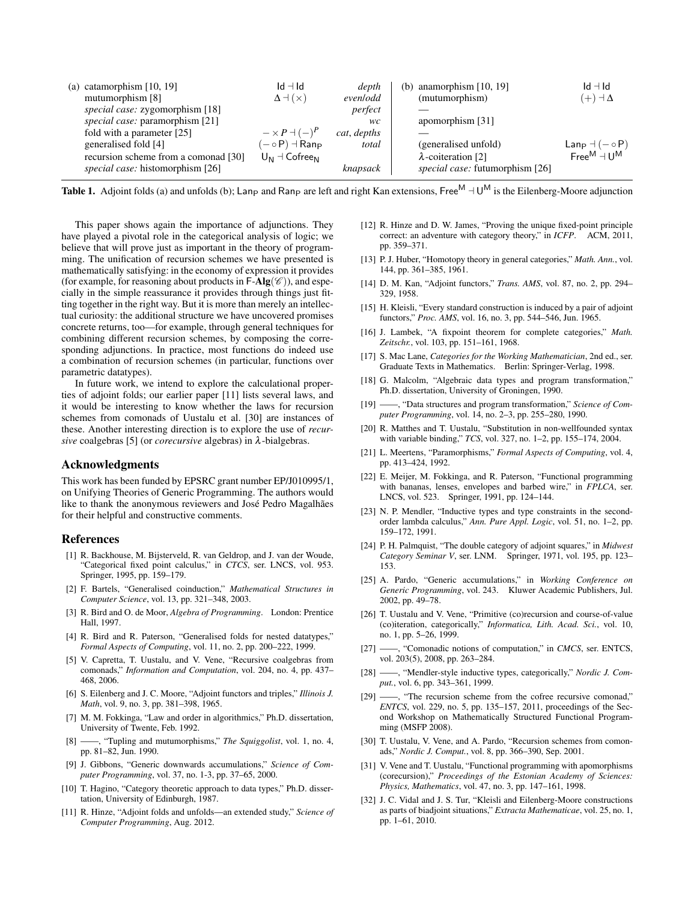| | | | | | |
|---|---|---|---|---|---|
| (a) catamorphism [10, 19] | $\mathsf{Id} \dashv \mathsf{Id}$ | *depth* | (b) anamorphism [10, 19] | $\mathsf{Id} \dashv \mathsf{Id}$ |
| mutumorphism [8] | $\Delta \dashv (\times)$ | *even/odd* | (mutumorphism) | $(+) \dashv \Delta$ |
| *special case:* zygomorphism [18] | | *perfect* | — | |
| *special case:* paramorphism [21] | | *wc* | apomorphism [31] | |
| fold with a parameter [25] | $- \times P \dashv (-)^P$ | *cat, depths* | — | |
| generalised fold [4] | $(- \circ \mathsf{P}) \dashv \mathsf{Ran}_\mathsf{P}$ | *total* | (generalised unfold) | $\mathsf{Lan}_\mathsf{P} \dashv (- \circ \mathsf{P})$ |
| recursion scheme from a comonad [30] | $\mathsf{U}_\mathsf{N} \dashv \mathsf{Cofree}_\mathsf{N}$ | | $\lambda$-coiteration [2] | $\mathsf{Free}^\mathsf{M} \dashv \mathsf{U}^\mathsf{M}$ |
| *special case:* histomorphism [26] | | *knapsack* | *special case:* futumorphism [26] | |

**Table 1.** Adjoint folds (a) and unfolds (b); $\mathsf{Lan}_\mathsf{P}$ and $\mathsf{Ran}_\mathsf{P}$ are left and right Kan extensions, $\mathsf{Free}^\mathsf{M} \dashv \mathsf{U}^\mathsf{M}$ is the Eilenberg-Moore adjunction

This paper shows again the importance of adjunctions. They have played a pivotal role in the categorical analysis of logic; we believe that will prove just as important in the theory of programming. The unification of recursion schemes we have presented is mathematically satisfying: in the economy of expression it provides (for example, for reasoning about products in $\mathsf{F}\text{-}\mathbf{Alg}(\mathscr{C})$), and especially in the simple reassurance it provides through things just fitting together in the right way. But it is more than merely an intellectual curiosity: the additional structure we have uncovered promises concrete returns, too—for example, through general techniques for combining different recursion schemes, by composing the corresponding adjunctions. In practice, most functions do indeed use a combination of recursion schemes (in particular, functions over parametric datatypes).

In future work, we intend to explore the calculational properties of adjoint folds; our earlier paper [11] lists several laws, and it would be interesting to know whether the laws for recursion schemes from comonads of Uustalu et al. [30] are instances of these. Another interesting direction is to explore the use of *recursive* coalgebras [5] (or *corecursive* algebras) in $\lambda$-bialgebras.

## Acknowledgments

This work has been funded by EPSRC grant number EP/J010995/1, on Unifying Theories of Generic Programming. The authors would like to thank the anonymous reviewers and José Pedro Magalhães for their helpful and constructive comments.

## References

[1] R. Backhouse, M. Bijsterveld, R. van Geldrop, and J. van der Woude, "Categorical fixed point calculus," in *CTCS*, ser. LNCS, vol. 953. Springer, 1995, pp. 159–179.

[2] F. Bartels, "Generalised coinduction," *Mathematical Structures in Computer Science*, vol. 13, pp. 321–348, 2003.

[3] R. Bird and O. de Moor, *Algebra of Programming*. London: Prentice Hall, 1997.

[4] R. Bird and R. Paterson, "Generalised folds for nested datatypes," *Formal Aspects of Computing*, vol. 11, no. 2, pp. 200–222, 1999.

[5] V. Capretta, T. Uustalu, and V. Vene, "Recursive coalgebras from comonads," *Information and Computation*, vol. 204, no. 4, pp. 437–468, 2006.

[6] S. Eilenberg and J. C. Moore, "Adjoint functors and triples," *Illinois J. Math*, vol. 9, no. 3, pp. 381–398, 1965.

[7] M. M. Fokkinga, "Law and order in algorithmics," Ph.D. dissertation, University of Twente, Feb. 1992.

[8] ——, "Tupling and mutumorphisms," *The Squiggolist*, vol. 1, no. 4, pp. 81–82, Jun. 1990.

[9] J. Gibbons, "Generic downwards accumulations," *Science of Computer Programming*, vol. 37, no. 1-3, pp. 37–65, 2000.

[10] T. Hagino, "Category theoretic approach to data types," Ph.D. dissertation, University of Edinburgh, 1987.

[11] R. Hinze, "Adjoint folds and unfolds—an extended study," *Science of Computer Programming*, Aug. 2012.

[12] R. Hinze and D. W. James, "Proving the unique fixed-point principle correct: an adventure with category theory," in *ICFP*. ACM, 2011, pp. 359–371.

[13] P. J. Huber, "Homotopy theory in general categories," *Math. Ann.*, vol. 144, pp. 361–385, 1961.

[14] D. M. Kan, "Adjoint functors," *Trans. AMS*, vol. 87, no. 2, pp. 294–329, 1958.

[15] H. Kleisli, "Every standard construction is induced by a pair of adjoint functors," *Proc. AMS*, vol. 16, no. 3, pp. 544–546, Jun. 1965.

[16] J. Lambek, "A fixpoint theorem for complete categories," *Math. Zeitschr.*, vol. 103, pp. 151–161, 1968.

[17] S. Mac Lane, *Categories for the Working Mathematician*, 2nd ed., ser. Graduate Texts in Mathematics. Berlin: Springer-Verlag, 1998.

[18] G. Malcolm, "Algebraic data types and program transformation," Ph.D. dissertation, University of Groningen, 1990.

[19] ——, "Data structures and program transformation," *Science of Computer Programming*, vol. 14, no. 2–3, pp. 255–280, 1990.

[20] R. Matthes and T. Uustalu, "Substitution in non-wellfounded syntax with variable binding," *TCS*, vol. 327, no. 1–2, pp. 155–174, 2004.

[21] L. Meertens, "Paramorphisms," *Formal Aspects of Computing*, vol. 4, pp. 413–424, 1992.

[22] E. Meijer, M. Fokkinga, and R. Paterson, "Functional programming with bananas, lenses, envelopes and barbed wire," in *FPLCA*, ser. LNCS, vol. 523. Springer, 1991, pp. 124–144.

[23] N. P. Mendler, "Inductive types and type constraints in the second-order lambda calculus," *Ann. Pure Appl. Logic*, vol. 51, no. 1–2, pp. 159–172, 1991.

[24] P. H. Palmquist, "The double category of adjoint squares," in *Midwest Category Seminar V*, ser. LNM. Springer, 1971, vol. 195, pp. 123–153.

[25] A. Pardo, "Generic accumulations," in *Working Conference on Generic Programming*, vol. 243. Kluwer Academic Publishers, Jul. 2002, pp. 49–78.

[26] T. Uustalu and V. Vene, "Primitive (co)recursion and course-of-value (co)iteration, categorically," *Informatica, Lith. Acad. Sci.*, vol. 10, no. 1, pp. 5–26, 1999.

[27] ——, "Comonadic notions of computation," in *CMCS*, ser. ENTCS, vol. 203(5), 2008, pp. 263–284.

[28] ——, "Mendler-style inductive types, categorically," *Nordic J. Comput.*, vol. 6, pp. 343–361, 1999.

[29] ——, "The recursion scheme from the cofree recursive comonad," *ENTCS*, vol. 229, no. 5, pp. 135–157, 2011, proceedings of the Second Workshop on Mathematically Structured Functional Programming (MSFP 2008).

[30] T. Uustalu, V. Vene, and A. Pardo, "Recursion schemes from comonads," *Nordic J. Comput.*, vol. 8, pp. 366–390, Sep. 2001.

[31] V. Vene and T. Uustalu, "Functional programming with apomorphisms (corecursion)," *Proceedings of the Estonian Academy of Sciences: Physics, Mathematics*, vol. 47, no. 3, pp. 147–161, 1998.

[32] J. C. Vidal and J. S. Tur, "Kleisli and Eilenberg-Moore constructions as parts of biadjoint situations," *Extracta Mathematicae*, vol. 25, no. 1, pp. 1–61, 2010.